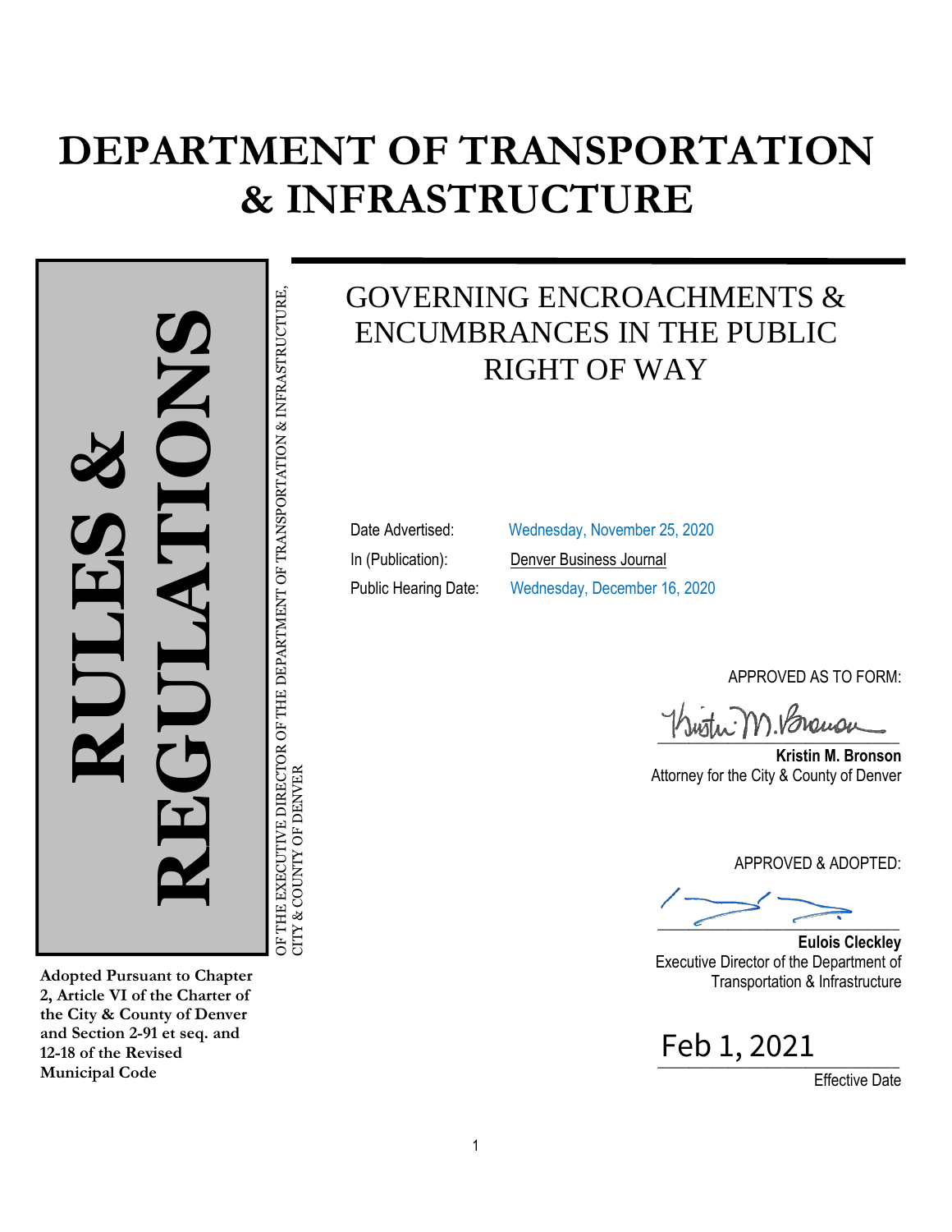# DEPARTMENT OF TRANSPORTATION & INFRASTRUCTURE

**RULES & REGULATIONS**

OF THE EXECUTIVE DIRECTOR OF THE DEPARTMENT OF TRANSPORTATION & INFRASTRUCTURE, CITY & COUNTY OF DENVER

## GOVERNING ENCROACHMENTS & ENCUMBRANCES IN THE PUBLIC RIGHT OF WAY

| | |
|---|---|
| Date Advertised: | Wednesday, November 25, 2020 |
| In (Publication): | Denver Business Journal |
| Public Hearing Date: | Wednesday, December 16, 2020 |

APPROVED AS TO FORM:

**Kristin M. Bronson**
Attorney for the City & County of Denver

APPROVED & ADOPTED:

**Eulois Cleckley**
Executive Director of the Department of Transportation & Infrastructure

Feb 1, 2021
Effective Date

**Adopted Pursuant to Chapter 2, Article VI of the Charter of the City & County of Denver and Section 2-91 et seq. and 12-18 of the Revised Municipal Code**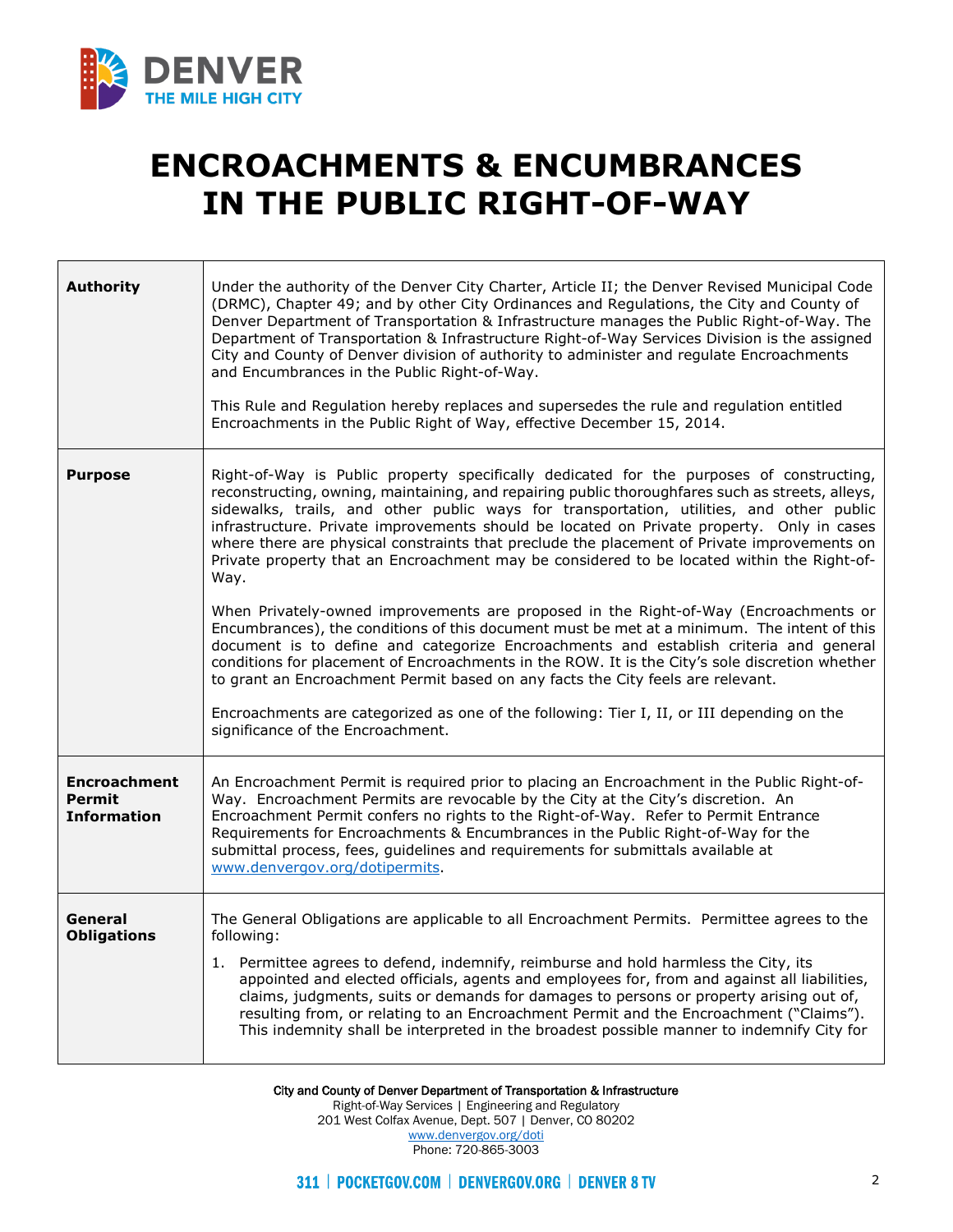# ENCROACHMENTS & ENCUMBRANCES IN THE PUBLIC RIGHT-OF-WAY

| | |
|---|---|
| **Authority** | Under the authority of the Denver City Charter, Article II; the Denver Revised Municipal Code (DRMC), Chapter 49; and by other City Ordinances and Regulations, the City and County of Denver Department of Transportation & Infrastructure manages the Public Right-of-Way. The Department of Transportation & Infrastructure Right-of-Way Services Division is the assigned City and County of Denver division of authority to administer and regulate Encroachments and Encumbrances in the Public Right-of-Way.<br><br>This Rule and Regulation hereby replaces and supersedes the rule and regulation entitled Encroachments in the Public Right of Way, effective December 15, 2014. |
| **Purpose** | Right-of-Way is Public property specifically dedicated for the purposes of constructing, reconstructing, owning, maintaining, and repairing public thoroughfares such as streets, alleys, sidewalks, trails, and other public ways for transportation, utilities, and other public infrastructure. Private improvements should be located on Private property. Only in cases where there are physical constraints that preclude the placement of Private improvements on Private property that an Encroachment may be considered to be located within the Right-of-Way.<br><br>When Privately-owned improvements are proposed in the Right-of-Way (Encroachments or Encumbrances), the conditions of this document must be met at a minimum. The intent of this document is to define and categorize Encroachments and establish criteria and general conditions for placement of Encroachments in the ROW. It is the City's sole discretion whether to grant an Encroachment Permit based on any facts the City feels are relevant.<br><br>Encroachments are categorized as one of the following: Tier I, II, or III depending on the significance of the Encroachment. |
| **Encroachment Permit Information** | An Encroachment Permit is required prior to placing an Encroachment in the Public Right-of-Way. Encroachment Permits are revocable by the City at the City's discretion. An Encroachment Permit confers no rights to the Right-of-Way. Refer to Permit Entrance Requirements for Encroachments & Encumbrances in the Public Right-of-Way for the submittal process, fees, guidelines and requirements for submittals available at www.denvergov.org/dotipermits. |
| **General Obligations** | The General Obligations are applicable to all Encroachment Permits. Permittee agrees to the following:<br><br>1. Permittee agrees to defend, indemnify, reimburse and hold harmless the City, its appointed and elected officials, agents and employees for, from and against all liabilities, claims, judgments, suits or demands for damages to persons or property arising out of, resulting from, or relating to an Encroachment Permit and the Encroachment ("Claims"). This indemnity shall be interpreted in the broadest possible manner to indemnify City for |

City and County of Denver Department of Transportation & Infrastructure
Right-of-Way Services | Engineering and Regulatory
201 West Colfax Avenue, Dept. 507 | Denver, CO 80202
www.denvergov.org/doti
Phone: 720-865-3003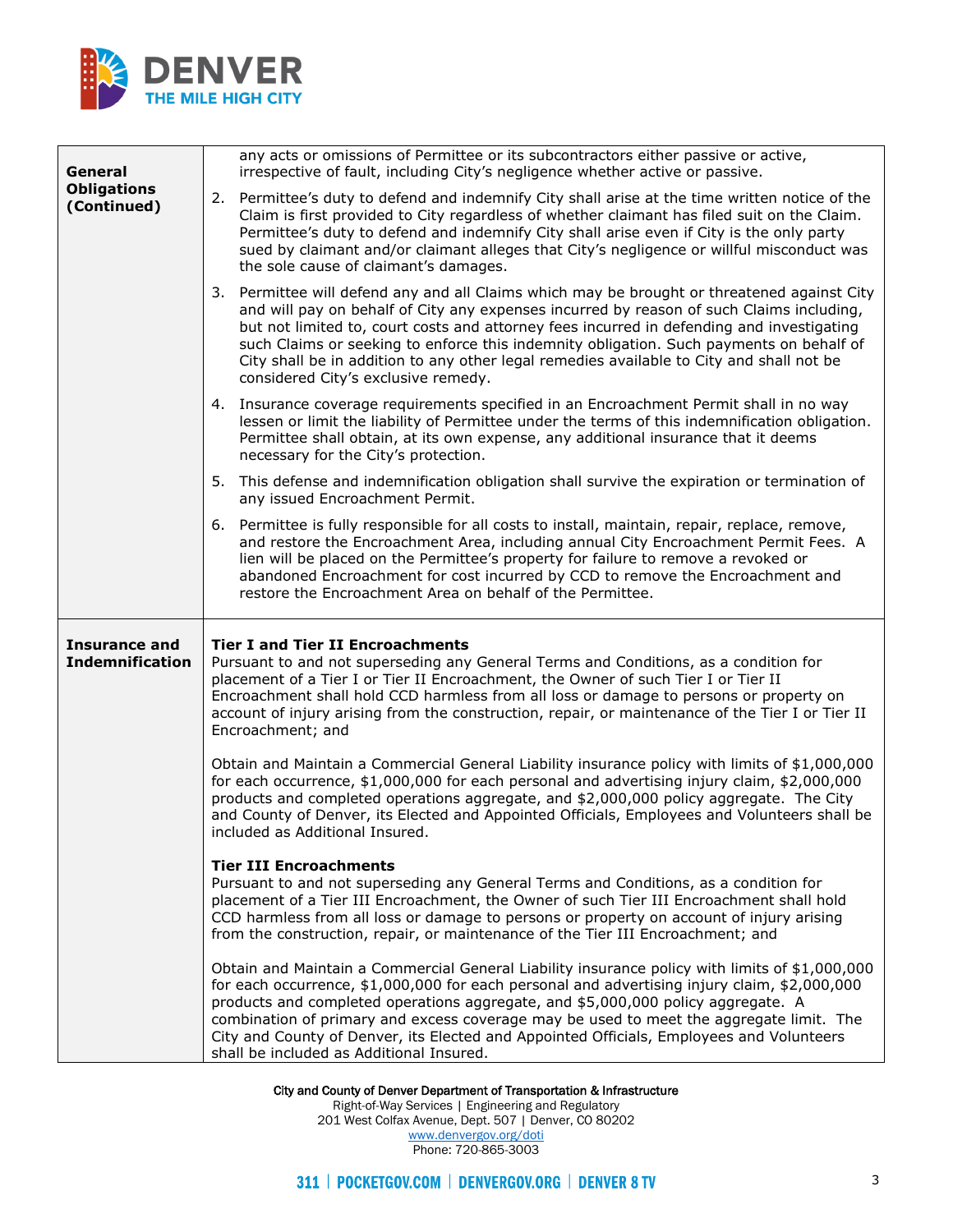| | |
|---|---|
| **General Obligations (Continued)** | any acts or omissions of Permittee or its subcontractors either passive or active, irrespective of fault, including City's negligence whether active or passive.<br><br>2. Permittee's duty to defend and indemnify City shall arise at the time written notice of the Claim is first provided to City regardless of whether claimant has filed suit on the Claim. Permittee's duty to defend and indemnify City shall arise even if City is the only party sued by claimant and/or claimant alleges that City's negligence or willful misconduct was the sole cause of claimant's damages.<br><br>3. Permittee will defend any and all Claims which may be brought or threatened against City and will pay on behalf of City any expenses incurred by reason of such Claims including, but not limited to, court costs and attorney fees incurred in defending and investigating such Claims or seeking to enforce this indemnity obligation. Such payments on behalf of City shall be in addition to any other legal remedies available to City and shall not be considered City's exclusive remedy.<br><br>4. Insurance coverage requirements specified in an Encroachment Permit shall in no way lessen or limit the liability of Permittee under the terms of this indemnification obligation. Permittee shall obtain, at its own expense, any additional insurance that it deems necessary for the City's protection.<br><br>5. This defense and indemnification obligation shall survive the expiration or termination of any issued Encroachment Permit.<br><br>6. Permittee is fully responsible for all costs to install, maintain, repair, replace, remove, and restore the Encroachment Area, including annual City Encroachment Permit Fees. A lien will be placed on the Permittee's property for failure to remove a revoked or abandoned Encroachment for cost incurred by CCD to remove the Encroachment and restore the Encroachment Area on behalf of the Permittee. |
| **Insurance and Indemnification** | **Tier I and Tier II Encroachments**<br>Pursuant to and not superseding any General Terms and Conditions, as a condition for placement of a Tier I or Tier II Encroachment, the Owner of such Tier I or Tier II Encroachment shall hold CCD harmless from all loss or damage to persons or property on account of injury arising from the construction, repair, or maintenance of the Tier I or Tier II Encroachment; and<br><br>Obtain and Maintain a Commercial General Liability insurance policy with limits of $1,000,000 for each occurrence, $1,000,000 for each personal and advertising injury claim, $2,000,000 products and completed operations aggregate, and $2,000,000 policy aggregate. The City and County of Denver, its Elected and Appointed Officials, Employees and Volunteers shall be included as Additional Insured.<br><br>**Tier III Encroachments**<br>Pursuant to and not superseding any General Terms and Conditions, as a condition for placement of a Tier III Encroachment, the Owner of such Tier III Encroachment shall hold CCD harmless from all loss or damage to persons or property on account of injury arising from the construction, repair, or maintenance of the Tier III Encroachment; and<br><br>Obtain and Maintain a Commercial General Liability insurance policy with limits of $1,000,000 for each occurrence, $1,000,000 for each personal and advertising injury claim, $2,000,000 products and completed operations aggregate, and $5,000,000 policy aggregate. A combination of primary and excess coverage may be used to meet the aggregate limit. The City and County of Denver, its Elected and Appointed Officials, Employees and Volunteers shall be included as Additional Insured. |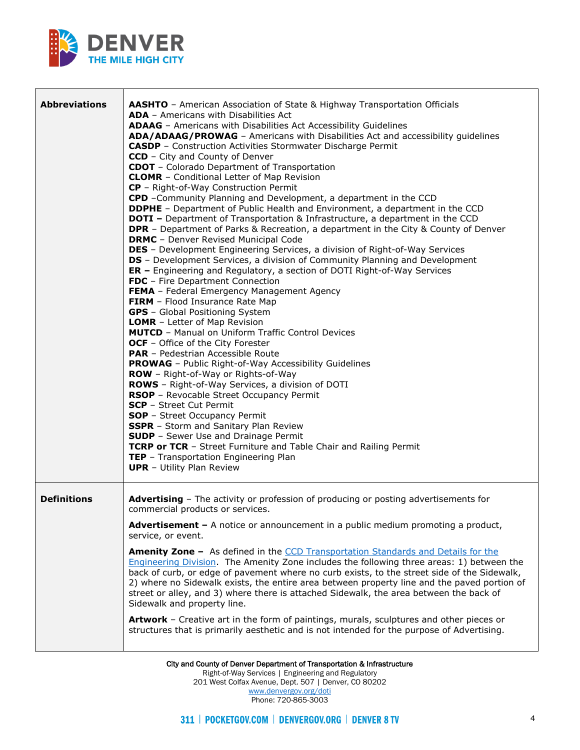| | |
|---|---|
| **Abbreviations** | **AASHTO** – American Association of State & Highway Transportation Officials<br>**ADA** – Americans with Disabilities Act<br>**ADAAG** – Americans with Disabilities Act Accessibility Guidelines<br>**ADA/ADAAG/PROWAG** – Americans with Disabilities Act and accessibility guidelines<br>**CASDP** – Construction Activities Stormwater Discharge Permit<br>**CCD** – City and County of Denver<br>**CDOT** – Colorado Department of Transportation<br>**CLOMR** – Conditional Letter of Map Revision<br>**CP** – Right-of-Way Construction Permit<br>**CPD** –Community Planning and Development, a department in the CCD<br>**DDPHE** – Department of Public Health and Environment, a department in the CCD<br>**DOTI –** Department of Transportation & Infrastructure, a department in the CCD<br>**DPR** – Department of Parks & Recreation, a department in the City & County of Denver<br>**DRMC** – Denver Revised Municipal Code<br>**DES** – Development Engineering Services, a division of Right-of-Way Services<br>**DS** – Development Services, a division of Community Planning and Development<br>**ER –** Engineering and Regulatory, a section of DOTI Right-of-Way Services<br>**FDC** – Fire Department Connection<br>**FEMA** – Federal Emergency Management Agency<br>**FIRM** – Flood Insurance Rate Map<br>**GPS** – Global Positioning System<br>**LOMR** – Letter of Map Revision<br>**MUTCD** – Manual on Uniform Traffic Control Devices<br>**OCF** – Office of the City Forester<br>**PAR** – Pedestrian Accessible Route<br>**PROWAG** – Public Right-of-Way Accessibility Guidelines<br>**ROW** – Right-of-Way or Rights-of-Way<br>**ROWS** – Right-of-Way Services, a division of DOTI<br>**RSOP** – Revocable Street Occupancy Permit<br>**SCP** – Street Cut Permit<br>**SOP** – Street Occupancy Permit<br>**SSPR** – Storm and Sanitary Plan Review<br>**SUDP** – Sewer Use and Drainage Permit<br>**TCRP or TCR** – Street Furniture and Table Chair and Railing Permit<br>**TEP** – Transportation Engineering Plan<br>**UPR** – Utility Plan Review |
| **Definitions** | **Advertising** – The activity or profession of producing or posting advertisements for commercial products or services.<br><br>**Advertisement –** A notice or announcement in a public medium promoting a product, service, or event.<br><br>**Amenity Zone –** As defined in the CCD Transportation Standards and Details for the Engineering Division. The Amenity Zone includes the following three areas: 1) between the back of curb, or edge of pavement where no curb exists, to the street side of the Sidewalk, 2) where no Sidewalk exists, the entire area between property line and the paved portion of street or alley, and 3) where there is attached Sidewalk, the area between the back of Sidewalk and property line.<br><br>**Artwork** – Creative art in the form of paintings, murals, sculptures and other pieces or structures that is primarily aesthetic and is not intended for the purpose of Advertising. |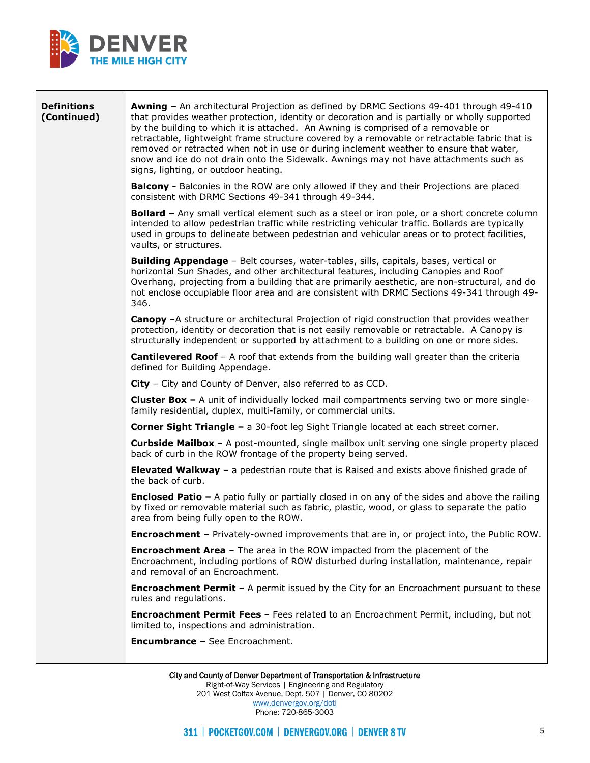## Definitions (Continued)

**Awning –** An architectural Projection as defined by DRMC Sections 49-401 through 49-410 that provides weather protection, identity or decoration and is partially or wholly supported by the building to which it is attached. An Awning is comprised of a removable or retractable, lightweight frame structure covered by a removable or retractable fabric that is removed or retracted when not in use or during inclement weather to ensure that water, snow and ice do not drain onto the Sidewalk. Awnings may not have attachments such as signs, lighting, or outdoor heating.

**Balcony -** Balconies in the ROW are only allowed if they and their Projections are placed consistent with DRMC Sections 49-341 through 49-344.

**Bollard –** Any small vertical element such as a steel or iron pole, or a short concrete column intended to allow pedestrian traffic while restricting vehicular traffic. Bollards are typically used in groups to delineate between pedestrian and vehicular areas or to protect facilities, vaults, or structures.

**Building Appendage** – Belt courses, water-tables, sills, capitals, bases, vertical or horizontal Sun Shades, and other architectural features, including Canopies and Roof Overhang, projecting from a building that are primarily aesthetic, are non-structural, and do not enclose occupiable floor area and are consistent with DRMC Sections 49-341 through 49-346.

**Canopy** –A structure or architectural Projection of rigid construction that provides weather protection, identity or decoration that is not easily removable or retractable. A Canopy is structurally independent or supported by attachment to a building on one or more sides.

**Cantilevered Roof** – A roof that extends from the building wall greater than the criteria defined for Building Appendage.

**City** – City and County of Denver, also referred to as CCD.

**Cluster Box –** A unit of individually locked mail compartments serving two or more single-family residential, duplex, multi-family, or commercial units.

**Corner Sight Triangle –** a 30-foot leg Sight Triangle located at each street corner.

**Curbside Mailbox** – A post-mounted, single mailbox unit serving one single property placed back of curb in the ROW frontage of the property being served.

**Elevated Walkway** – a pedestrian route that is Raised and exists above finished grade of the back of curb.

**Enclosed Patio –** A patio fully or partially closed in on any of the sides and above the railing by fixed or removable material such as fabric, plastic, wood, or glass to separate the patio area from being fully open to the ROW.

**Encroachment –** Privately-owned improvements that are in, or project into, the Public ROW.

**Encroachment Area** – The area in the ROW impacted from the placement of the Encroachment, including portions of ROW disturbed during installation, maintenance, repair and removal of an Encroachment.

**Encroachment Permit** – A permit issued by the City for an Encroachment pursuant to these rules and regulations.

**Encroachment Permit Fees** – Fees related to an Encroachment Permit, including, but not limited to, inspections and administration.

**Encumbrance –** See Encroachment.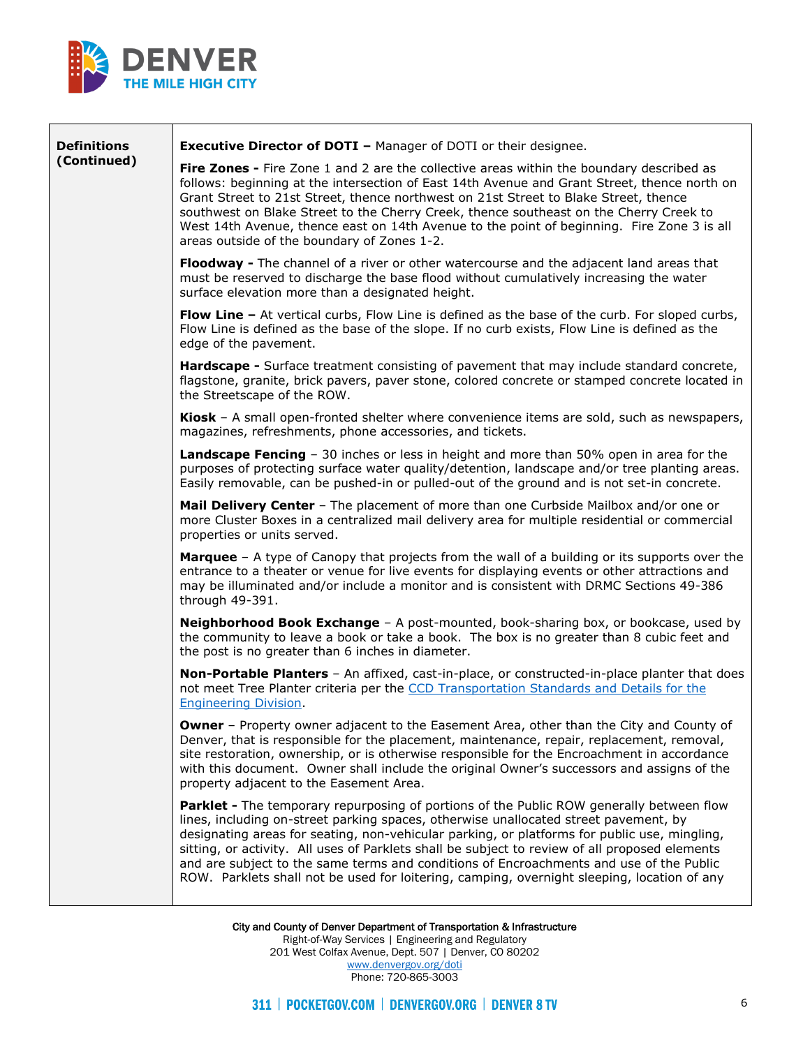| | |
|---|---|
| **Definitions (Continued)** | **Executive Director of DOTI –** Manager of DOTI or their designee.<br><br>**Fire Zones -** Fire Zone 1 and 2 are the collective areas within the boundary described as follows: beginning at the intersection of East 14th Avenue and Grant Street, thence north on Grant Street to 21st Street, thence northwest on 21st Street to Blake Street, thence southwest on Blake Street to the Cherry Creek, thence southeast on the Cherry Creek to West 14th Avenue, thence east on 14th Avenue to the point of beginning. Fire Zone 3 is all areas outside of the boundary of Zones 1-2.<br><br>**Floodway -** The channel of a river or other watercourse and the adjacent land areas that must be reserved to discharge the base flood without cumulatively increasing the water surface elevation more than a designated height.<br><br>**Flow Line –** At vertical curbs, Flow Line is defined as the base of the curb. For sloped curbs, Flow Line is defined as the base of the slope. If no curb exists, Flow Line is defined as the edge of the pavement.<br><br>**Hardscape -** Surface treatment consisting of pavement that may include standard concrete, flagstone, granite, brick pavers, paver stone, colored concrete or stamped concrete located in the Streetscape of the ROW.<br><br>**Kiosk** – A small open-fronted shelter where convenience items are sold, such as newspapers, magazines, refreshments, phone accessories, and tickets.<br><br>**Landscape Fencing** – 30 inches or less in height and more than 50% open in area for the purposes of protecting surface water quality/detention, landscape and/or tree planting areas. Easily removable, can be pushed-in or pulled-out of the ground and is not set-in concrete.<br><br>**Mail Delivery Center** – The placement of more than one Curbside Mailbox and/or one or more Cluster Boxes in a centralized mail delivery area for multiple residential or commercial properties or units served.<br><br>**Marquee** – A type of Canopy that projects from the wall of a building or its supports over the entrance to a theater or venue for live events for displaying events or other attractions and may be illuminated and/or include a monitor and is consistent with DRMC Sections 49-386 through 49-391.<br><br>**Neighborhood Book Exchange** – A post-mounted, book-sharing box, or bookcase, used by the community to leave a book or take a book. The box is no greater than 8 cubic feet and the post is no greater than 6 inches in diameter.<br><br>**Non-Portable Planters** – An affixed, cast-in-place, or constructed-in-place planter that does not meet Tree Planter criteria per the [CCD Transportation Standards and Details for the Engineering Division](). <br><br>**Owner** – Property owner adjacent to the Easement Area, other than the City and County of Denver, that is responsible for the placement, maintenance, repair, replacement, removal, site restoration, ownership, or is otherwise responsible for the Encroachment in accordance with this document. Owner shall include the original Owner's successors and assigns of the property adjacent to the Easement Area.<br><br>**Parklet -** The temporary repurposing of portions of the Public ROW generally between flow lines, including on-street parking spaces, otherwise unallocated street pavement, by designating areas for seating, non-vehicular parking, or platforms for public use, mingling, sitting, or activity. All uses of Parklets shall be subject to review of all proposed elements and are subject to the same terms and conditions of Encroachments and use of the Public ROW. Parklets shall not be used for loitering, camping, overnight sleeping, location of any |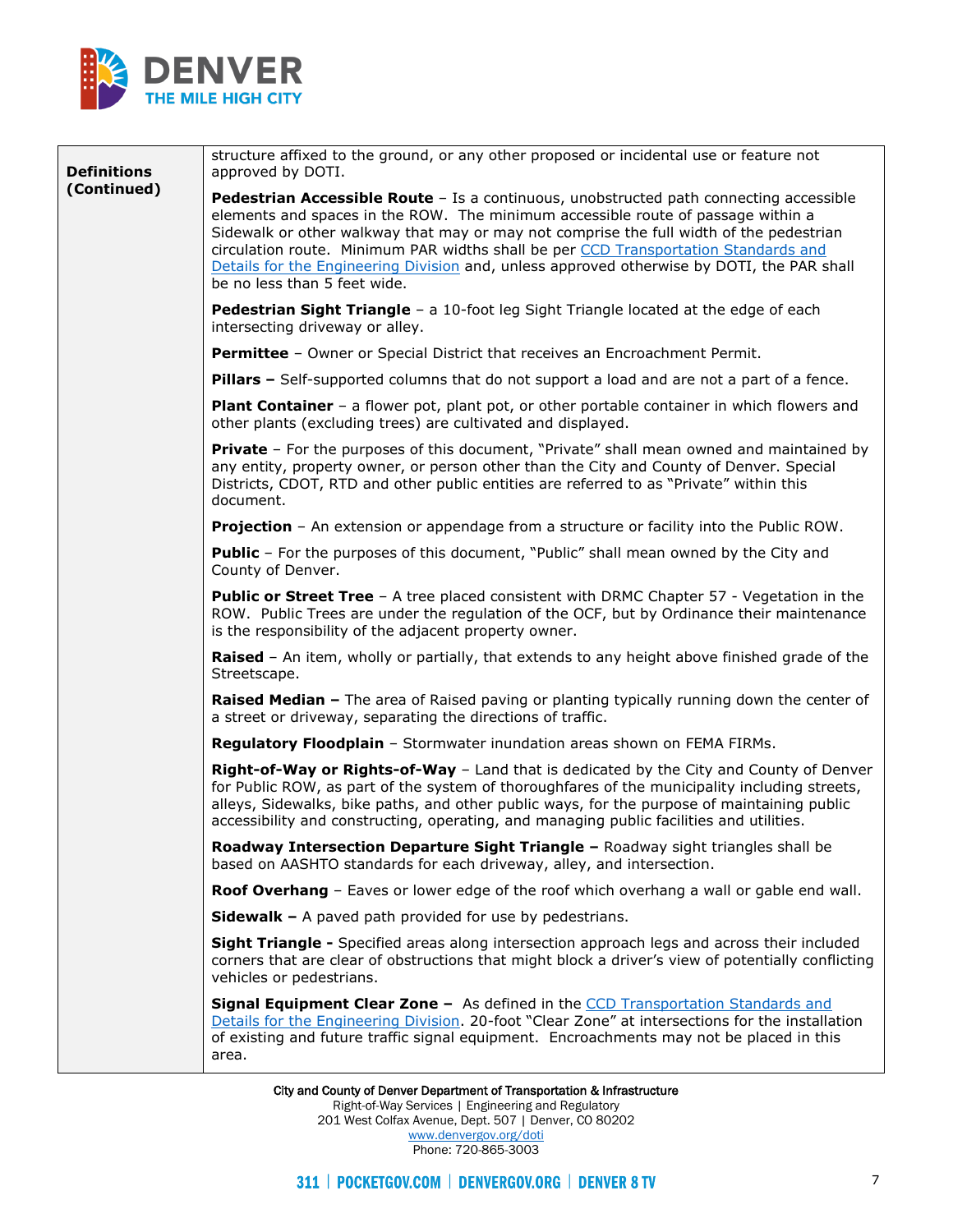| **Definitions (Continued)** | structure affixed to the ground, or any other proposed or incidental use or feature not approved by DOTI.<br><br>**Pedestrian Accessible Route** – Is a continuous, unobstructed path connecting accessible elements and spaces in the ROW. The minimum accessible route of passage within a Sidewalk or other walkway that may or may not comprise the full width of the pedestrian circulation route. Minimum PAR widths shall be per CCD Transportation Standards and Details for the Engineering Division and, unless approved otherwise by DOTI, the PAR shall be no less than 5 feet wide.<br><br>**Pedestrian Sight Triangle** – a 10-foot leg Sight Triangle located at the edge of each intersecting driveway or alley.<br><br>**Permittee** – Owner or Special District that receives an Encroachment Permit.<br><br>**Pillars –** Self-supported columns that do not support a load and are not a part of a fence.<br><br>**Plant Container** – a flower pot, plant pot, or other portable container in which flowers and other plants (excluding trees) are cultivated and displayed.<br><br>**Private** – For the purposes of this document, "Private" shall mean owned and maintained by any entity, property owner, or person other than the City and County of Denver. Special Districts, CDOT, RTD and other public entities are referred to as "Private" within this document.<br><br>**Projection** – An extension or appendage from a structure or facility into the Public ROW.<br><br>**Public** – For the purposes of this document, "Public" shall mean owned by the City and County of Denver.<br><br>**Public or Street Tree** – A tree placed consistent with DRMC Chapter 57 - Vegetation in the ROW. Public Trees are under the regulation of the OCF, but by Ordinance their maintenance is the responsibility of the adjacent property owner.<br><br>**Raised** – An item, wholly or partially, that extends to any height above finished grade of the Streetscape.<br><br>**Raised Median –** The area of Raised paving or planting typically running down the center of a street or driveway, separating the directions of traffic.<br><br>**Regulatory Floodplain** – Stormwater inundation areas shown on FEMA FIRMs.<br><br>**Right-of-Way or Rights-of-Way** – Land that is dedicated by the City and County of Denver for Public ROW, as part of the system of thoroughfares of the municipality including streets, alleys, Sidewalks, bike paths, and other public ways, for the purpose of maintaining public accessibility and constructing, operating, and managing public facilities and utilities.<br><br>**Roadway Intersection Departure Sight Triangle –** Roadway sight triangles shall be based on AASHTO standards for each driveway, alley, and intersection.<br><br>**Roof Overhang** – Eaves or lower edge of the roof which overhang a wall or gable end wall.<br><br>**Sidewalk –** A paved path provided for use by pedestrians.<br><br>**Sight Triangle -** Specified areas along intersection approach legs and across their included corners that are clear of obstructions that might block a driver's view of potentially conflicting vehicles or pedestrians.<br><br>**Signal Equipment Clear Zone –** As defined in the CCD Transportation Standards and Details for the Engineering Division. 20-foot "Clear Zone" at intersections for the installation of existing and future traffic signal equipment. Encroachments may not be placed in this area. |
|---|---|

City and County of Denver Department of Transportation & Infrastructure
Right-of-Way Services | Engineering and Regulatory
201 West Colfax Avenue, Dept. 507 | Denver, CO 80202
www.denvergov.org/doti
Phone: 720-865-3003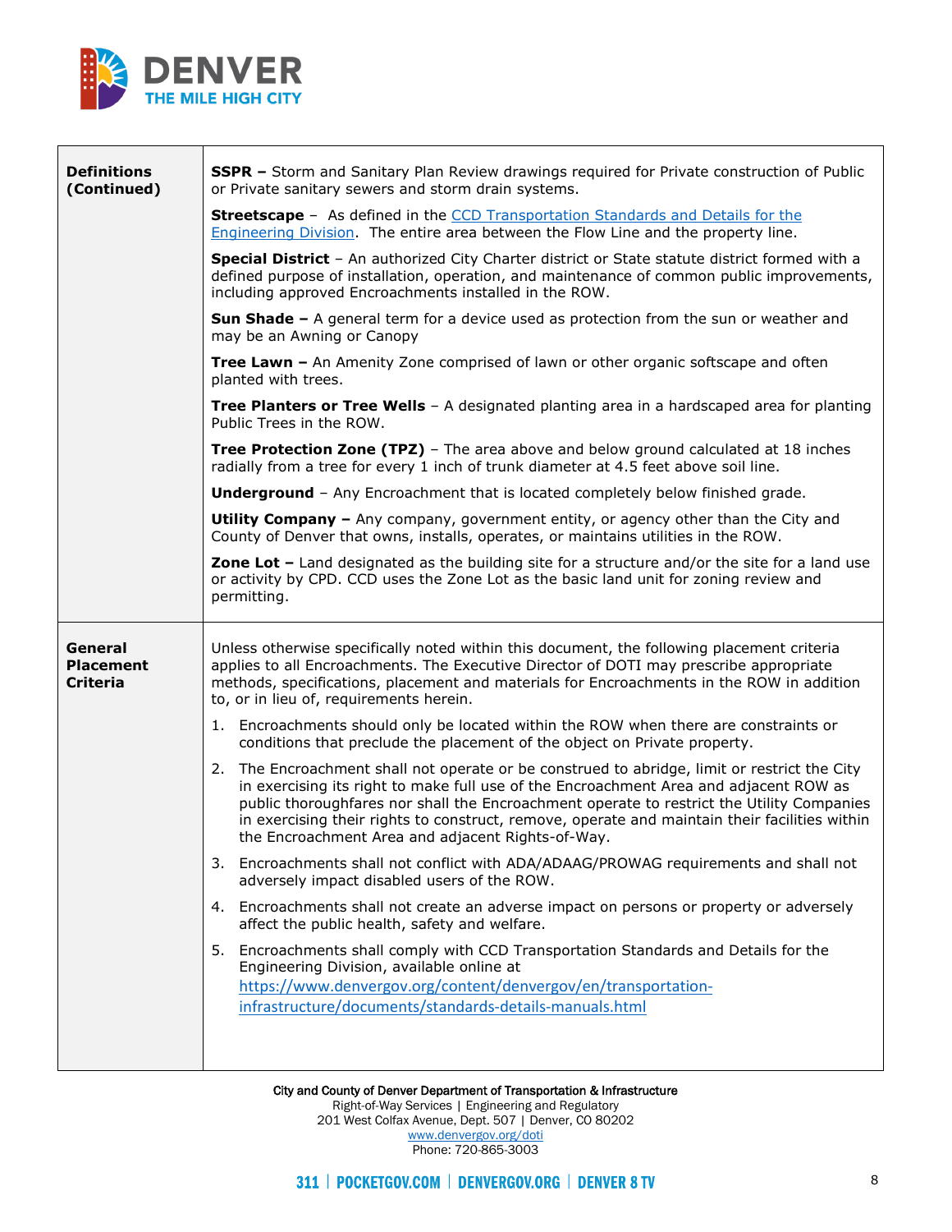| | |
|---|---|
| **Definitions (Continued)** | **SSPR –** Storm and Sanitary Plan Review drawings required for Private construction of Public or Private sanitary sewers and storm drain systems.<br><br>**Streetscape** – As defined in the [CCD Transportation Standards and Details for the Engineering Division](https://www.denvergov.org/content/denvergov/en/transportation-infrastructure/documents/standards-details-manuals.html). The entire area between the Flow Line and the property line.<br><br>**Special District** – An authorized City Charter district or State statute district formed with a defined purpose of installation, operation, and maintenance of common public improvements, including approved Encroachments installed in the ROW.<br><br>**Sun Shade –** A general term for a device used as protection from the sun or weather and may be an Awning or Canopy<br><br>**Tree Lawn –** An Amenity Zone comprised of lawn or other organic softscape and often planted with trees.<br><br>**Tree Planters or Tree Wells** – A designated planting area in a hardscaped area for planting Public Trees in the ROW.<br><br>**Tree Protection Zone (TPZ)** – The area above and below ground calculated at 18 inches radially from a tree for every 1 inch of trunk diameter at 4.5 feet above soil line.<br><br>**Underground** – Any Encroachment that is located completely below finished grade.<br><br>**Utility Company –** Any company, government entity, or agency other than the City and County of Denver that owns, installs, operates, or maintains utilities in the ROW.<br><br>**Zone Lot –** Land designated as the building site for a structure and/or the site for a land use or activity by CPD. CCD uses the Zone Lot as the basic land unit for zoning review and permitting. |
| **General Placement Criteria** | Unless otherwise specifically noted within this document, the following placement criteria applies to all Encroachments. The Executive Director of DOTI may prescribe appropriate methods, specifications, placement and materials for Encroachments in the ROW in addition to, or in lieu of, requirements herein.<br><br>1. Encroachments should only be located within the ROW when there are constraints or conditions that preclude the placement of the object on Private property.<br>2. The Encroachment shall not operate or be construed to abridge, limit or restrict the City in exercising its right to make full use of the Encroachment Area and adjacent ROW as public thoroughfares nor shall the Encroachment operate to restrict the Utility Companies in exercising their rights to construct, remove, operate and maintain their facilities within the Encroachment Area and adjacent Rights-of-Way.<br>3. Encroachments shall not conflict with ADA/ADAAG/PROWAG requirements and shall not adversely impact disabled users of the ROW.<br>4. Encroachments shall not create an adverse impact on persons or property or adversely affect the public health, safety and welfare.<br>5. Encroachments shall comply with CCD Transportation Standards and Details for the Engineering Division, available online at https://www.denvergov.org/content/denvergov/en/transportation-infrastructure/documents/standards-details-manuals.html |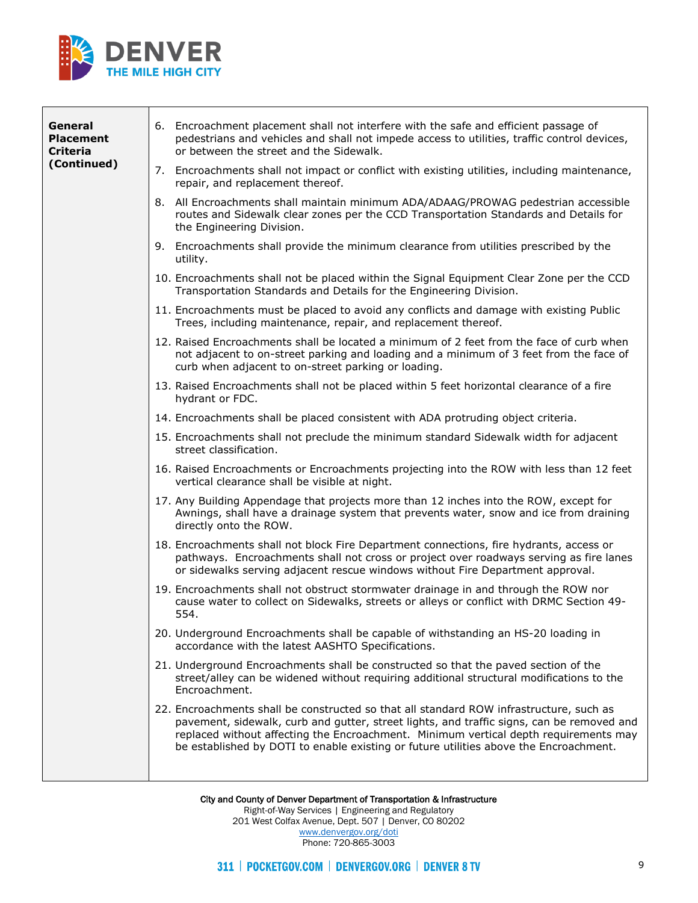| General Placement Criteria (Continued) | 6. Encroachment placement shall not interfere with the safe and efficient passage of pedestrians and vehicles and shall not impede access to utilities, traffic control devices, or between the street and the Sidewalk.<br>7. Encroachments shall not impact or conflict with existing utilities, including maintenance, repair, and replacement thereof.<br>8. All Encroachments shall maintain minimum ADA/ADAAG/PROWAG pedestrian accessible routes and Sidewalk clear zones per the CCD Transportation Standards and Details for the Engineering Division.<br>9. Encroachments shall provide the minimum clearance from utilities prescribed by the utility.<br>10. Encroachments shall not be placed within the Signal Equipment Clear Zone per the CCD Transportation Standards and Details for the Engineering Division.<br>11. Encroachments must be placed to avoid any conflicts and damage with existing Public Trees, including maintenance, repair, and replacement thereof.<br>12. Raised Encroachments shall be located a minimum of 2 feet from the face of curb when not adjacent to on-street parking and loading and a minimum of 3 feet from the face of curb when adjacent to on-street parking or loading.<br>13. Raised Encroachments shall not be placed within 5 feet horizontal clearance of a fire hydrant or FDC.<br>14. Encroachments shall be placed consistent with ADA protruding object criteria.<br>15. Encroachments shall not preclude the minimum standard Sidewalk width for adjacent street classification.<br>16. Raised Encroachments or Encroachments projecting into the ROW with less than 12 feet vertical clearance shall be visible at night.<br>17. Any Building Appendage that projects more than 12 inches into the ROW, except for Awnings, shall have a drainage system that prevents water, snow and ice from draining directly onto the ROW.<br>18. Encroachments shall not block Fire Department connections, fire hydrants, access or pathways. Encroachments shall not cross or project over roadways serving as fire lanes or sidewalks serving adjacent rescue windows without Fire Department approval.<br>19. Encroachments shall not obstruct stormwater drainage in and through the ROW nor cause water to collect on Sidewalks, streets or alleys or conflict with DRMC Section 49-554.<br>20. Underground Encroachments shall be capable of withstanding an HS-20 loading in accordance with the latest AASHTO Specifications.<br>21. Underground Encroachments shall be constructed so that the paved section of the street/alley can be widened without requiring additional structural modifications to the Encroachment.<br>22. Encroachments shall be constructed so that all standard ROW infrastructure, such as pavement, sidewalk, curb and gutter, street lights, and traffic signs, can be removed and replaced without affecting the Encroachment. Minimum vertical depth requirements may be established by DOTI to enable existing or future utilities above the Encroachment. |
|---|---|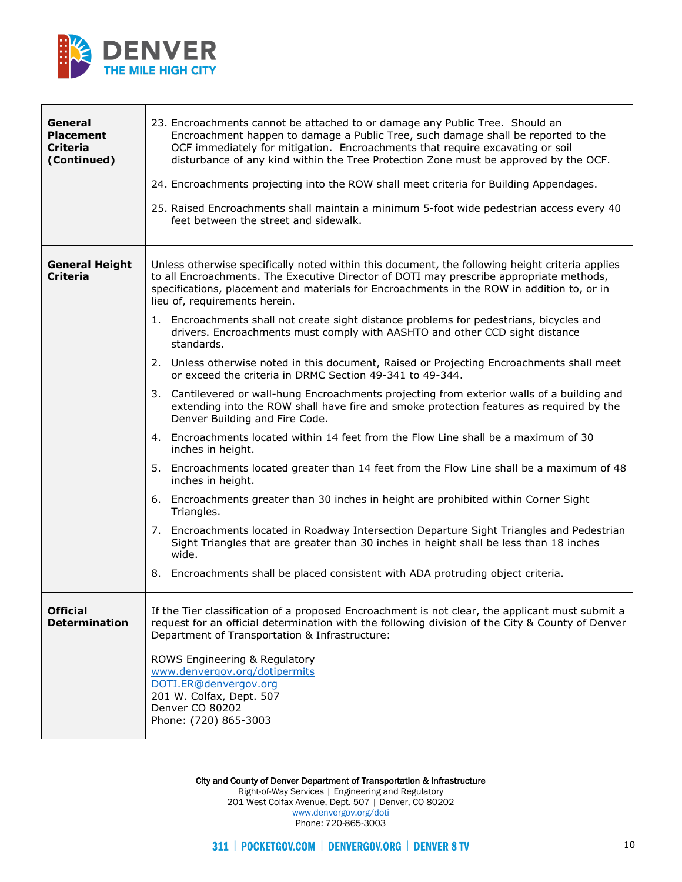| | |
|---|---|
| **General Placement Criteria (Continued)** | 23. Encroachments cannot be attached to or damage any Public Tree. Should an Encroachment happen to damage a Public Tree, such damage shall be reported to the OCF immediately for mitigation. Encroachments that require excavating or soil disturbance of any kind within the Tree Protection Zone must be approved by the OCF.<br><br>24. Encroachments projecting into the ROW shall meet criteria for Building Appendages.<br><br>25. Raised Encroachments shall maintain a minimum 5-foot wide pedestrian access every 40 feet between the street and sidewalk. |
| **General Height Criteria** | Unless otherwise specifically noted within this document, the following height criteria applies to all Encroachments. The Executive Director of DOTI may prescribe appropriate methods, specifications, placement and materials for Encroachments in the ROW in addition to, or in lieu of, requirements herein.<br><br>1. Encroachments shall not create sight distance problems for pedestrians, bicycles and drivers. Encroachments must comply with AASHTO and other CCD sight distance standards.<br><br>2. Unless otherwise noted in this document, Raised or Projecting Encroachments shall meet or exceed the criteria in DRMC Section 49-341 to 49-344.<br><br>3. Cantilevered or wall-hung Encroachments projecting from exterior walls of a building and extending into the ROW shall have fire and smoke protection features as required by the Denver Building and Fire Code.<br><br>4. Encroachments located within 14 feet from the Flow Line shall be a maximum of 30 inches in height.<br><br>5. Encroachments located greater than 14 feet from the Flow Line shall be a maximum of 48 inches in height.<br><br>6. Encroachments greater than 30 inches in height are prohibited within Corner Sight Triangles.<br><br>7. Encroachments located in Roadway Intersection Departure Sight Triangles and Pedestrian Sight Triangles that are greater than 30 inches in height shall be less than 18 inches wide.<br><br>8. Encroachments shall be placed consistent with ADA protruding object criteria. |
| **Official Determination** | If the Tier classification of a proposed Encroachment is not clear, the applicant must submit a request for an official determination with the following division of the City & County of Denver Department of Transportation & Infrastructure:<br><br>ROWS Engineering & Regulatory<br>www.denvergov.org/dotipermits<br>DOTI.ER@denvergov.org<br>201 W. Colfax, Dept. 507<br>Denver CO 80202<br>Phone: (720) 865-3003 |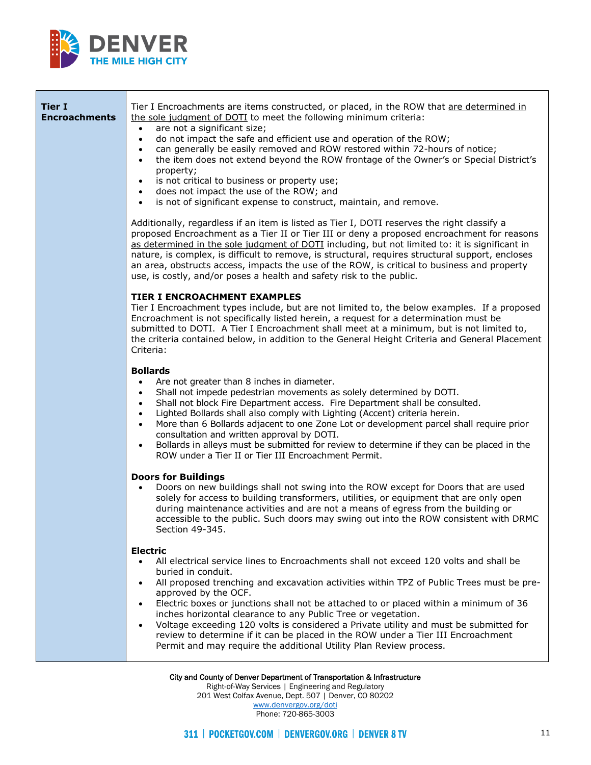| Tier I Encroachments | |
|---|---|
| **Tier I Encroachments** | Tier I Encroachments are items constructed, or placed, in the ROW that are determined in the sole judgment of DOTI to meet the following minimum criteria:<br>• are not a significant size;<br>• do not impact the safe and efficient use and operation of the ROW;<br>• can generally be easily removed and ROW restored within 72-hours of notice;<br>• the item does not extend beyond the ROW frontage of the Owner's or Special District's property;<br>• is not critical to business or property use;<br>• does not impact the use of the ROW; and<br>• is not of significant expense to construct, maintain, and remove.<br><br>Additionally, regardless if an item is listed as Tier I, DOTI reserves the right classify a proposed Encroachment as a Tier II or Tier III or deny a proposed encroachment for reasons as determined in the sole judgment of DOTI including, but not limited to: it is significant in nature, is complex, is difficult to remove, is structural, requires structural support, encloses an area, obstructs access, impacts the use of the ROW, is critical to business and property use, is costly, and/or poses a health and safety risk to the public.<br><br>**TIER I ENCROACHMENT EXAMPLES**<br>Tier I Encroachment types include, but are not limited to, the below examples. If a proposed Encroachment is not specifically listed herein, a request for a determination must be submitted to DOTI. A Tier I Encroachment shall meet at a minimum, but is not limited to, the criteria contained below, in addition to the General Height Criteria and General Placement Criteria:<br><br>**Bollards**<br>• Are not greater than 8 inches in diameter.<br>• Shall not impede pedestrian movements as solely determined by DOTI.<br>• Shall not block Fire Department access. Fire Department shall be consulted.<br>• Lighted Bollards shall also comply with Lighting (Accent) criteria herein.<br>• More than 6 Bollards adjacent to one Zone Lot or development parcel shall require prior consultation and written approval by DOTI.<br>• Bollards in alleys must be submitted for review to determine if they can be placed in the ROW under a Tier II or Tier III Encroachment Permit.<br><br>**Doors for Buildings**<br>• Doors on new buildings shall not swing into the ROW except for Doors that are used solely for access to building transformers, utilities, or equipment that are only open during maintenance activities and are not a means of egress from the building or accessible to the public. Such doors may swing out into the ROW consistent with DRMC Section 49-345.<br><br>**Electric**<br>• All electrical service lines to Encroachments shall not exceed 120 volts and shall be buried in conduit.<br>• All proposed trenching and excavation activities within TPZ of Public Trees must be pre-approved by the OCF.<br>• Electric boxes or junctions shall not be attached to or placed within a minimum of 36 inches horizontal clearance to any Public Tree or vegetation.<br>• Voltage exceeding 120 volts is considered a Private utility and must be submitted for review to determine if it can be placed in the ROW under a Tier III Encroachment Permit and may require the additional Utility Plan Review process. |

City and County of Denver Department of Transportation & Infrastructure
Right-of-Way Services | Engineering and Regulatory
201 West Colfax Avenue, Dept. 507 | Denver, CO 80202
www.denvergov.org/doti
Phone: 720-865-3003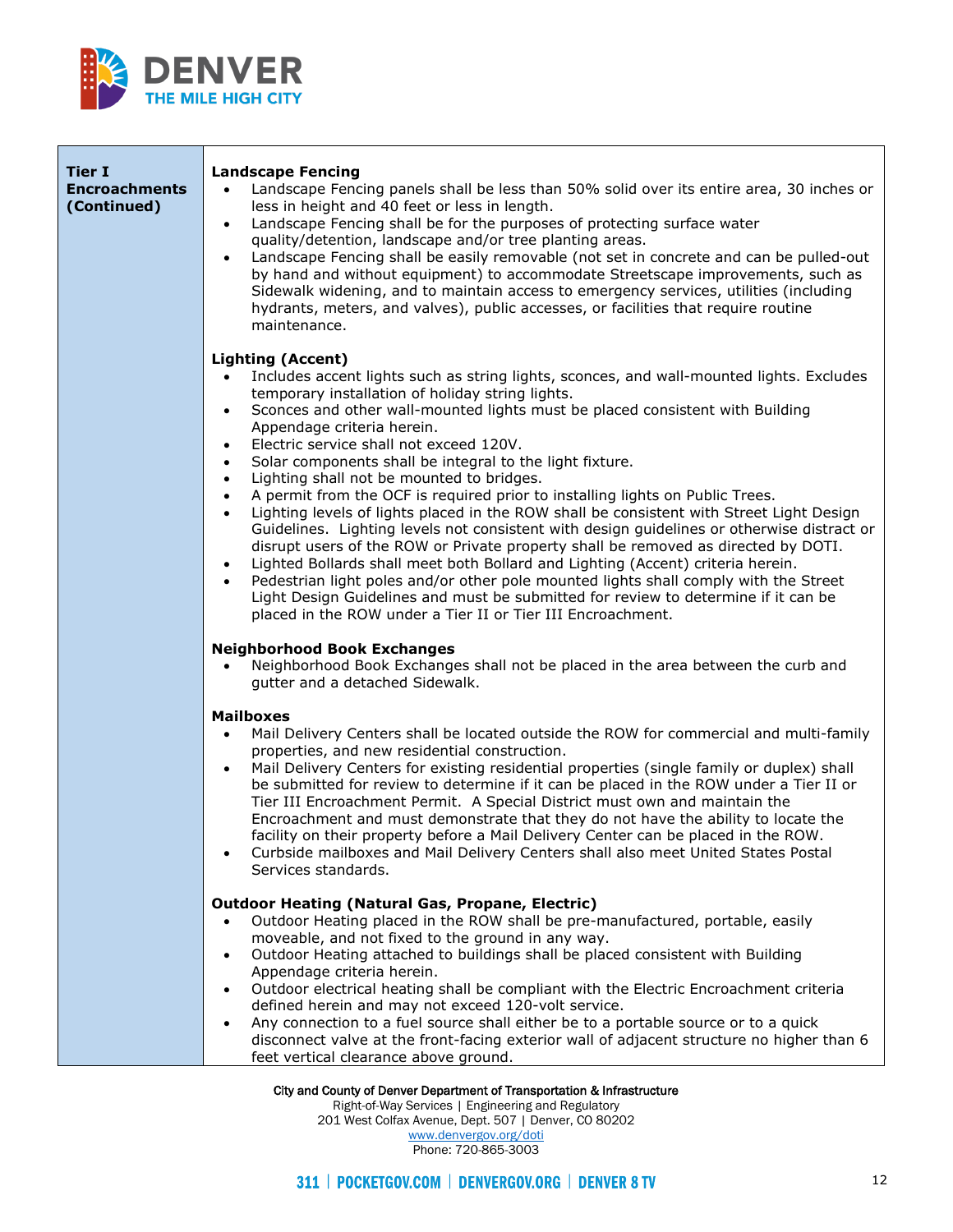| Tier I Encroachments (Continued) | **Landscape Fencing**<br>• Landscape Fencing panels shall be less than 50% solid over its entire area, 30 inches or less in height and 40 feet or less in length.<br>• Landscape Fencing shall be for the purposes of protecting surface water quality/detention, landscape and/or tree planting areas.<br>• Landscape Fencing shall be easily removable (not set in concrete and can be pulled-out by hand and without equipment) to accommodate Streetscape improvements, such as Sidewalk widening, and to maintain access to emergency services, utilities (including hydrants, meters, and valves), public accesses, or facilities that require routine maintenance.<br><br>**Lighting (Accent)**<br>• Includes accent lights such as string lights, sconces, and wall-mounted lights. Excludes temporary installation of holiday string lights.<br>• Sconces and other wall-mounted lights must be placed consistent with Building Appendage criteria herein.<br>• Electric service shall not exceed 120V.<br>• Solar components shall be integral to the light fixture.<br>• Lighting shall not be mounted to bridges.<br>• A permit from the OCF is required prior to installing lights on Public Trees.<br>• Lighting levels of lights placed in the ROW shall be consistent with Street Light Design Guidelines. Lighting levels not consistent with design guidelines or otherwise distract or disrupt users of the ROW or Private property shall be removed as directed by DOTI.<br>• Lighted Bollards shall meet both Bollard and Lighting (Accent) criteria herein.<br>• Pedestrian light poles and/or other pole mounted lights shall comply with the Street Light Design Guidelines and must be submitted for review to determine if it can be placed in the ROW under a Tier II or Tier III Encroachment.<br><br>**Neighborhood Book Exchanges**<br>• Neighborhood Book Exchanges shall not be placed in the area between the curb and gutter and a detached Sidewalk.<br><br>**Mailboxes**<br>• Mail Delivery Centers shall be located outside the ROW for commercial and multi-family properties, and new residential construction.<br>• Mail Delivery Centers for existing residential properties (single family or duplex) shall be submitted for review to determine if it can be placed in the ROW under a Tier II or Tier III Encroachment Permit. A Special District must own and maintain the Encroachment and must demonstrate that they do not have the ability to locate the facility on their property before a Mail Delivery Center can be placed in the ROW.<br>• Curbside mailboxes and Mail Delivery Centers shall also meet United States Postal Services standards.<br><br>**Outdoor Heating (Natural Gas, Propane, Electric)**<br>• Outdoor Heating placed in the ROW shall be pre-manufactured, portable, easily moveable, and not fixed to the ground in any way.<br>• Outdoor Heating attached to buildings shall be placed consistent with Building Appendage criteria herein.<br>• Outdoor electrical heating shall be compliant with the Electric Encroachment criteria defined herein and may not exceed 120-volt service.<br>• Any connection to a fuel source shall either be to a portable source or to a quick disconnect valve at the front-facing exterior wall of adjacent structure no higher than 6 feet vertical clearance above ground. |
|---|---|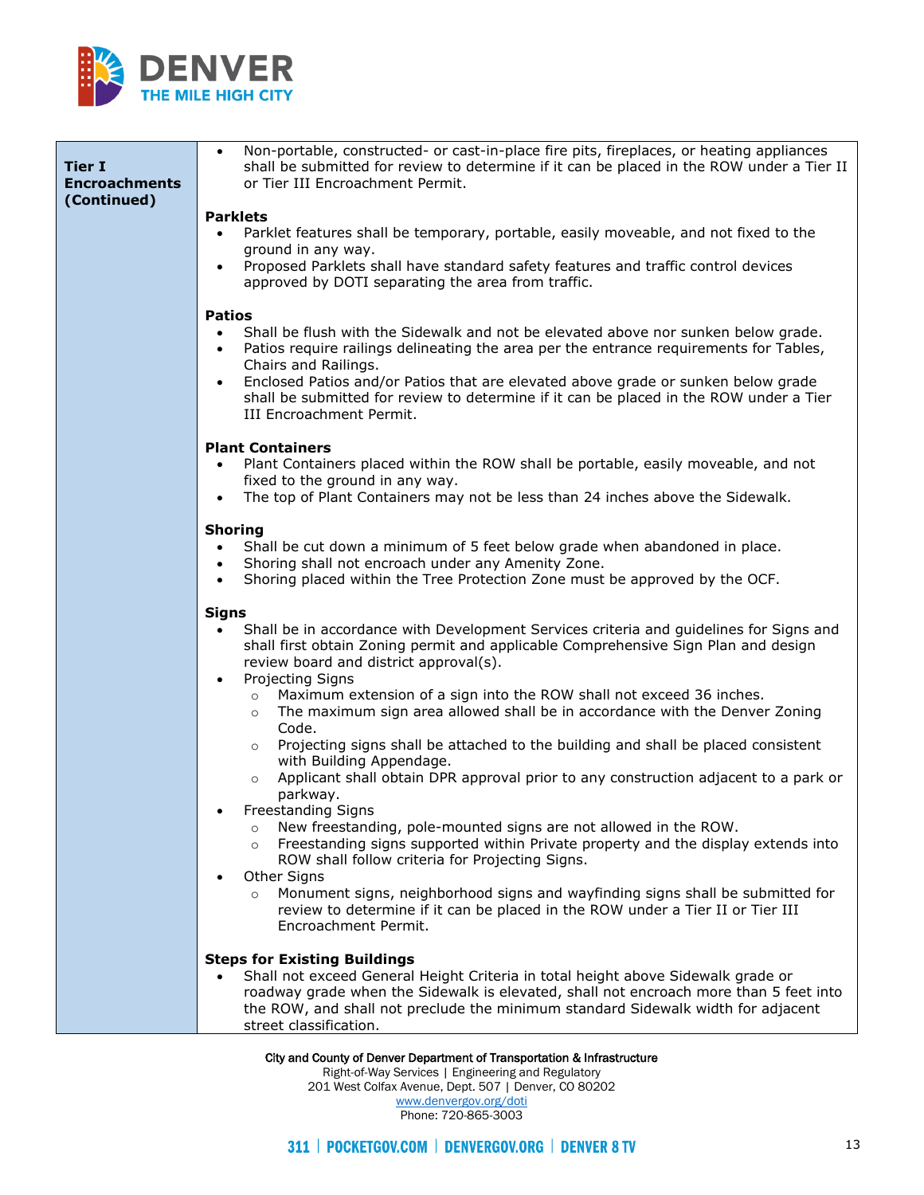| Tier I Encroachments (Continued) | • Non-portable, constructed- or cast-in-place fire pits, fireplaces, or heating appliances shall be submitted for review to determine if it can be placed in the ROW under a Tier II or Tier III Encroachment Permit.<br><br>**Parklets**<br>• Parklet features shall be temporary, portable, easily moveable, and not fixed to the ground in any way.<br>• Proposed Parklets shall have standard safety features and traffic control devices approved by DOTI separating the area from traffic.<br><br>**Patios**<br>• Shall be flush with the Sidewalk and not be elevated above nor sunken below grade.<br>• Patios require railings delineating the area per the entrance requirements for Tables, Chairs and Railings.<br>• Enclosed Patios and/or Patios that are elevated above grade or sunken below grade shall be submitted for review to determine if it can be placed in the ROW under a Tier III Encroachment Permit.<br><br>**Plant Containers**<br>• Plant Containers placed within the ROW shall be portable, easily moveable, and not fixed to the ground in any way.<br>• The top of Plant Containers may not be less than 24 inches above the Sidewalk.<br><br>**Shoring**<br>• Shall be cut down a minimum of 5 feet below grade when abandoned in place.<br>• Shoring shall not encroach under any Amenity Zone.<br>• Shoring placed within the Tree Protection Zone must be approved by the OCF.<br><br>**Signs**<br>• Shall be in accordance with Development Services criteria and guidelines for Signs and shall first obtain Zoning permit and applicable Comprehensive Sign Plan and design review board and district approval(s).<br>• Projecting Signs<br>&nbsp;&nbsp;&nbsp;&nbsp;○ Maximum extension of a sign into the ROW shall not exceed 36 inches.<br>&nbsp;&nbsp;&nbsp;&nbsp;○ The maximum sign area allowed shall be in accordance with the Denver Zoning Code.<br>&nbsp;&nbsp;&nbsp;&nbsp;○ Projecting signs shall be attached to the building and shall be placed consistent with Building Appendage.<br>&nbsp;&nbsp;&nbsp;&nbsp;○ Applicant shall obtain DPR approval prior to any construction adjacent to a park or parkway.<br>• Freestanding Signs<br>&nbsp;&nbsp;&nbsp;&nbsp;○ New freestanding, pole-mounted signs are not allowed in the ROW.<br>&nbsp;&nbsp;&nbsp;&nbsp;○ Freestanding signs supported within Private property and the display extends into ROW shall follow criteria for Projecting Signs.<br>• Other Signs<br>&nbsp;&nbsp;&nbsp;&nbsp;○ Monument signs, neighborhood signs and wayfinding signs shall be submitted for review to determine if it can be placed in the ROW under a Tier II or Tier III Encroachment Permit.<br><br>**Steps for Existing Buildings**<br>• Shall not exceed General Height Criteria in total height above Sidewalk grade or roadway grade when the Sidewalk is elevated, shall not encroach more than 5 feet into the ROW, and shall not preclude the minimum standard Sidewalk width for adjacent street classification. |
|---|---|

City and County of Denver Department of Transportation & Infrastructure
Right-of-Way Services | Engineering and Regulatory
201 West Colfax Avenue, Dept. 507 | Denver, CO 80202
www.denvergov.org/doti
Phone: 720-865-3003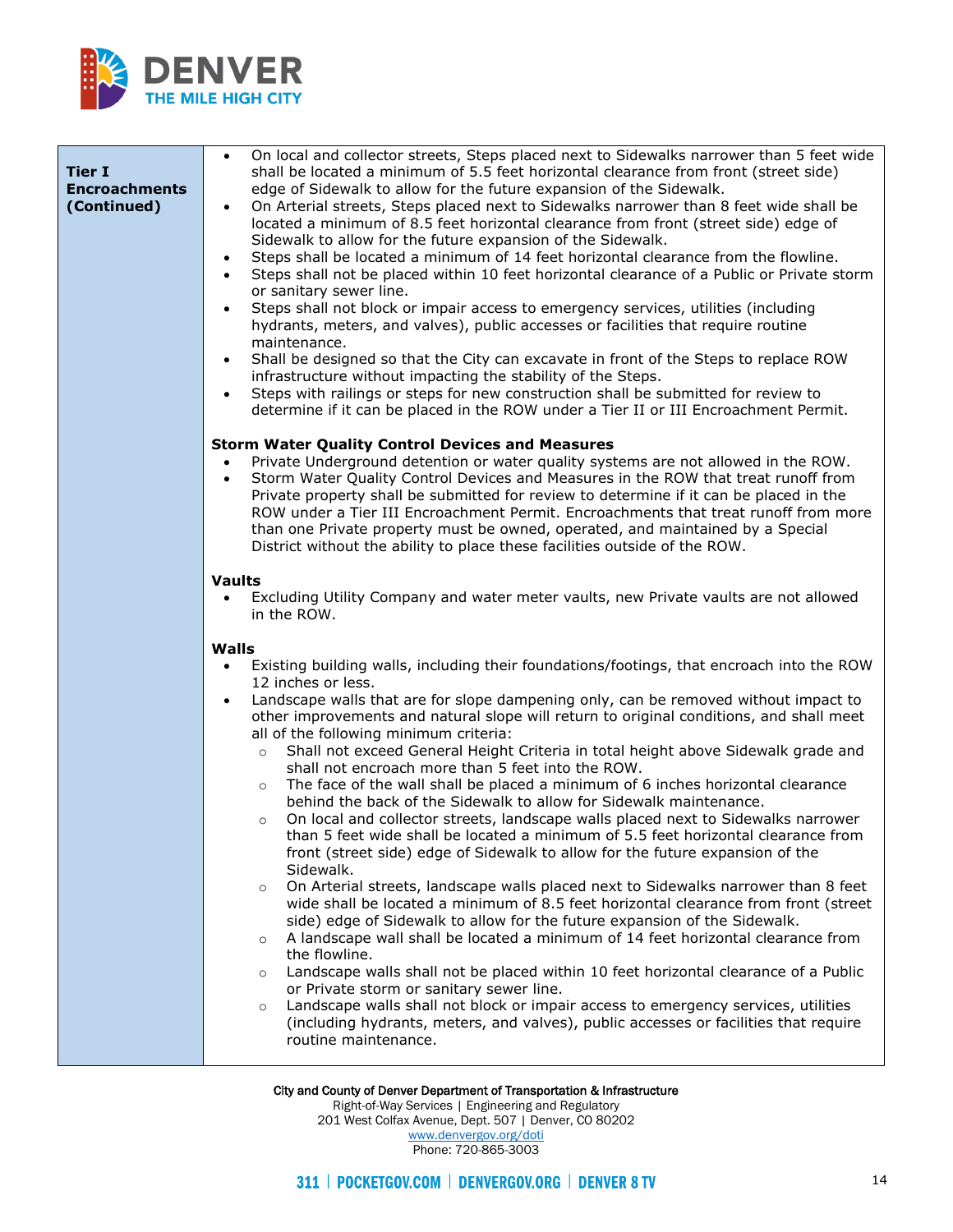| | |
|---|---|
| **Tier I Encroachments (Continued)** | • On local and collector streets, Steps placed next to Sidewalks narrower than 5 feet wide shall be located a minimum of 5.5 feet horizontal clearance from front (street side) edge of Sidewalk to allow for the future expansion of the Sidewalk.<br>• On Arterial streets, Steps placed next to Sidewalks narrower than 8 feet wide shall be located a minimum of 8.5 feet horizontal clearance from front (street side) edge of Sidewalk to allow for the future expansion of the Sidewalk.<br>• Steps shall be located a minimum of 14 feet horizontal clearance from the flowline.<br>• Steps shall not be placed within 10 feet horizontal clearance of a Public or Private storm or sanitary sewer line.<br>• Steps shall not block or impair access to emergency services, utilities (including hydrants, meters, and valves), public accesses or facilities that require routine maintenance.<br>• Shall be designed so that the City can excavate in front of the Steps to replace ROW infrastructure without impacting the stability of the Steps.<br>• Steps with railings or steps for new construction shall be submitted for review to determine if it can be placed in the ROW under a Tier II or III Encroachment Permit.<br><br>**Storm Water Quality Control Devices and Measures**<br>• Private Underground detention or water quality systems are not allowed in the ROW.<br>• Storm Water Quality Control Devices and Measures in the ROW that treat runoff from Private property shall be submitted for review to determine if it can be placed in the ROW under a Tier III Encroachment Permit. Encroachments that treat runoff from more than one Private property must be owned, operated, and maintained by a Special District without the ability to place these facilities outside of the ROW.<br><br>**Vaults**<br>• Excluding Utility Company and water meter vaults, new Private vaults are not allowed in the ROW.<br><br>**Walls**<br>• Existing building walls, including their foundations/footings, that encroach into the ROW 12 inches or less.<br>• Landscape walls that are for slope dampening only, can be removed without impact to other improvements and natural slope will return to original conditions, and shall meet all of the following minimum criteria:<br>&nbsp;&nbsp;&nbsp;&nbsp;○ Shall not exceed General Height Criteria in total height above Sidewalk grade and shall not encroach more than 5 feet into the ROW.<br>&nbsp;&nbsp;&nbsp;&nbsp;○ The face of the wall shall be placed a minimum of 6 inches horizontal clearance behind the back of the Sidewalk to allow for Sidewalk maintenance.<br>&nbsp;&nbsp;&nbsp;&nbsp;○ On local and collector streets, landscape walls placed next to Sidewalks narrower than 5 feet wide shall be located a minimum of 5.5 feet horizontal clearance from front (street side) edge of Sidewalk to allow for the future expansion of the Sidewalk.<br>&nbsp;&nbsp;&nbsp;&nbsp;○ On Arterial streets, landscape walls placed next to Sidewalks narrower than 8 feet wide shall be located a minimum of 8.5 feet horizontal clearance from front (street side) edge of Sidewalk to allow for the future expansion of the Sidewalk.<br>&nbsp;&nbsp;&nbsp;&nbsp;○ A landscape wall shall be located a minimum of 14 feet horizontal clearance from the flowline.<br>&nbsp;&nbsp;&nbsp;&nbsp;○ Landscape walls shall not be placed within 10 feet horizontal clearance of a Public or Private storm or sanitary sewer line.<br>&nbsp;&nbsp;&nbsp;&nbsp;○ Landscape walls shall not block or impair access to emergency services, utilities (including hydrants, meters, and valves), public accesses or facilities that require routine maintenance. |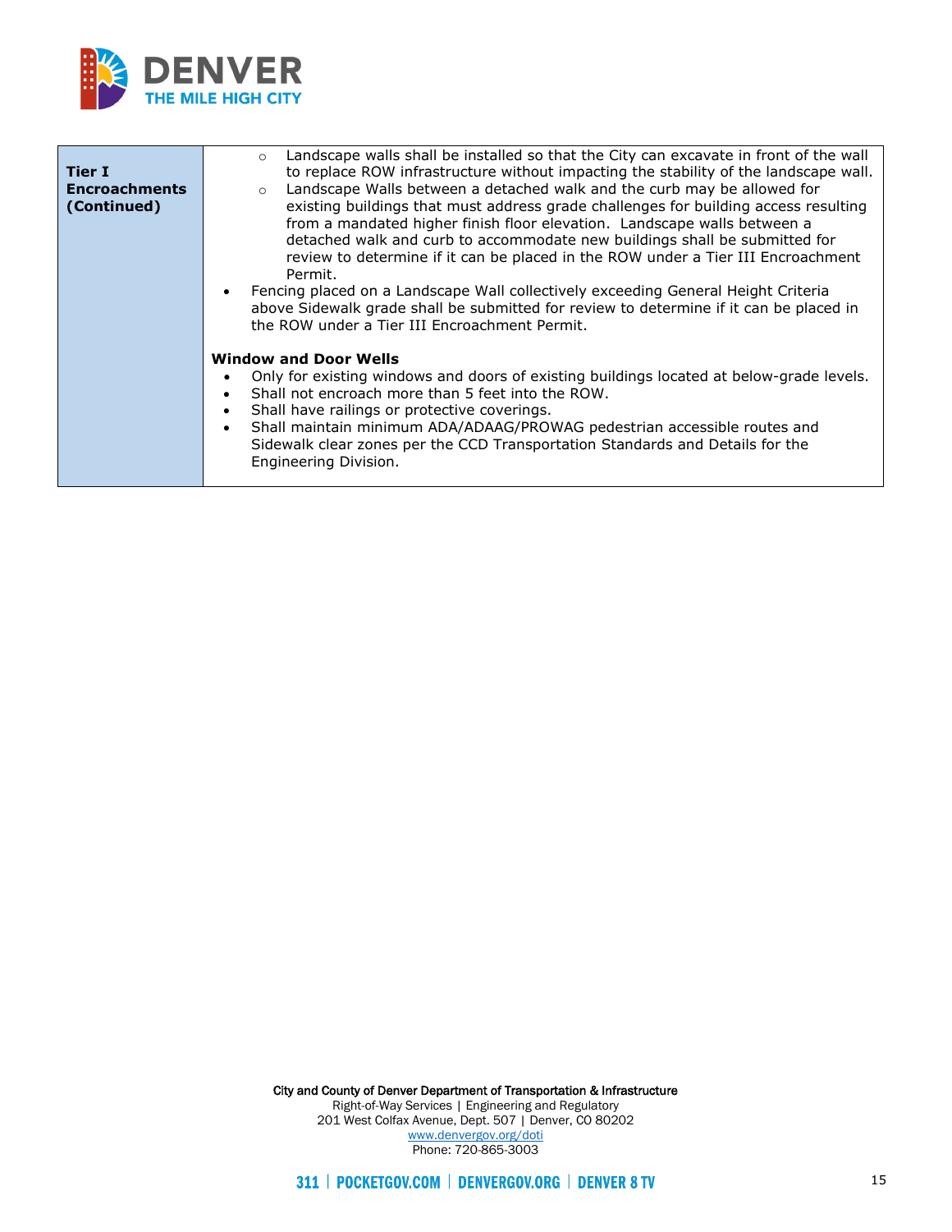| | |
|---|---|
| **Tier I Encroachments (Continued)** | ◦ Landscape walls shall be installed so that the City can excavate in front of the wall to replace ROW infrastructure without impacting the stability of the landscape wall.<br>◦ Landscape Walls between a detached walk and the curb may be allowed for existing buildings that must address grade challenges for building access resulting from a mandated higher finish floor elevation. Landscape walls between a detached walk and curb to accommodate new buildings shall be submitted for review to determine if it can be placed in the ROW under a Tier III Encroachment Permit.<br>• Fencing placed on a Landscape Wall collectively exceeding General Height Criteria above Sidewalk grade shall be submitted for review to determine if it can be placed in the ROW under a Tier III Encroachment Permit.<br><br>**Window and Door Wells**<br>• Only for existing windows and doors of existing buildings located at below-grade levels.<br>• Shall not encroach more than 5 feet into the ROW.<br>• Shall have railings or protective coverings.<br>• Shall maintain minimum ADA/ADAAG/PROWAG pedestrian accessible routes and Sidewalk clear zones per the CCD Transportation Standards and Details for the Engineering Division. |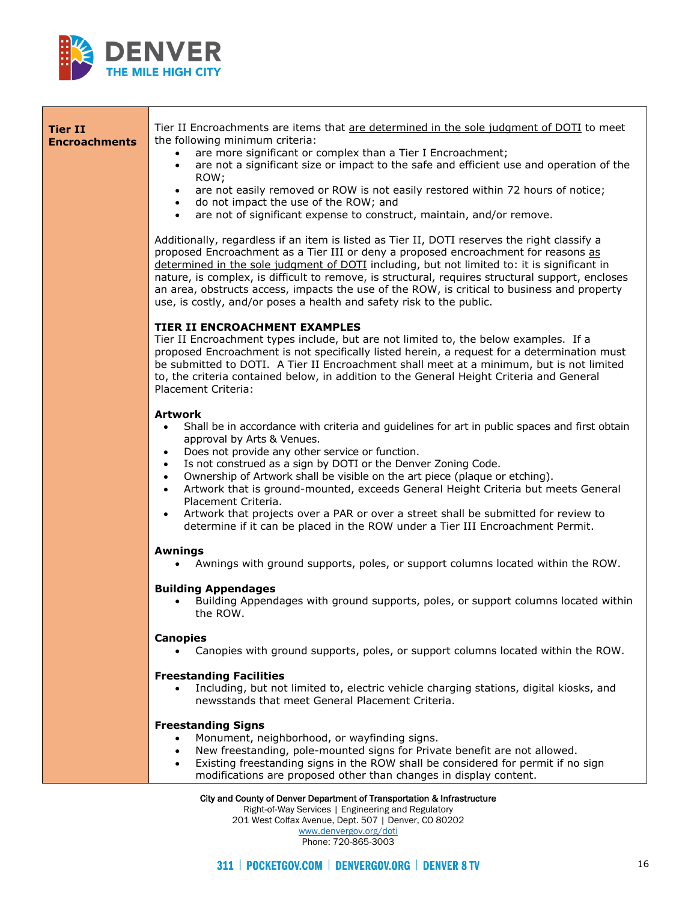| Tier II Encroachments | Tier II Encroachments are items that <u>are determined in the sole judgment of DOTI</u> to meet the following minimum criteria:<br>• are more significant or complex than a Tier I Encroachment;<br>• are not a significant size or impact to the safe and efficient use and operation of the ROW;<br>• are not easily removed or ROW is not easily restored within 72 hours of notice;<br>• do not impact the use of the ROW; and<br>• are not of significant expense to construct, maintain, and/or remove.<br><br>Additionally, regardless if an item is listed as Tier II, DOTI reserves the right classify a proposed Encroachment as a Tier III or deny a proposed encroachment for reasons <u>as determined in the sole judgment of DOTI</u> including, but not limited to: it is significant in nature, is complex, is difficult to remove, is structural, requires structural support, encloses an area, obstructs access, impacts the use of the ROW, is critical to business and property use, is costly, and/or poses a health and safety risk to the public.<br><br>**TIER II ENCROACHMENT EXAMPLES**<br>Tier II Encroachment types include, but are not limited to, the below examples. If a proposed Encroachment is not specifically listed herein, a request for a determination must be submitted to DOTI. A Tier II Encroachment shall meet at a minimum, but is not limited to, the criteria contained below, in addition to the General Height Criteria and General Placement Criteria:<br><br>**Artwork**<br>• Shall be in accordance with criteria and guidelines for art in public spaces and first obtain approval by Arts & Venues.<br>• Does not provide any other service or function.<br>• Is not construed as a sign by DOTI or the Denver Zoning Code.<br>• Ownership of Artwork shall be visible on the art piece (plaque or etching).<br>• Artwork that is ground-mounted, exceeds General Height Criteria but meets General Placement Criteria.<br>• Artwork that projects over a PAR or over a street shall be submitted for review to determine if it can be placed in the ROW under a Tier III Encroachment Permit.<br><br>**Awnings**<br>• Awnings with ground supports, poles, or support columns located within the ROW.<br><br>**Building Appendages**<br>• Building Appendages with ground supports, poles, or support columns located within the ROW.<br><br>**Canopies**<br>• Canopies with ground supports, poles, or support columns located within the ROW.<br><br>**Freestanding Facilities**<br>• Including, but not limited to, electric vehicle charging stations, digital kiosks, and newsstands that meet General Placement Criteria.<br><br>**Freestanding Signs**<br>• Monument, neighborhood, or wayfinding signs.<br>• New freestanding, pole-mounted signs for Private benefit are not allowed.<br>• Existing freestanding signs in the ROW shall be considered for permit if no sign modifications are proposed other than changes in display content. |
|---|---|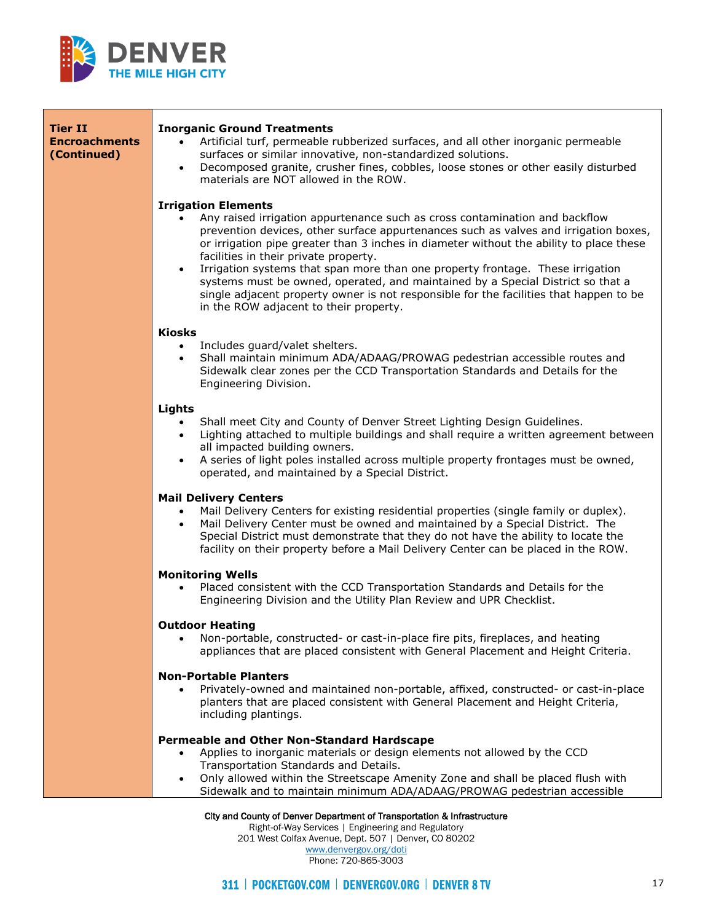| **Tier II Encroachments (Continued)** | **Inorganic Ground Treatments**<br>• Artificial turf, permeable rubberized surfaces, and all other inorganic permeable surfaces or similar innovative, non-standardized solutions.<br>• Decomposed granite, crusher fines, cobbles, loose stones or other easily disturbed materials are NOT allowed in the ROW.<br><br>**Irrigation Elements**<br>• Any raised irrigation appurtenance such as cross contamination and backflow prevention devices, other surface appurtenances such as valves and irrigation boxes, or irrigation pipe greater than 3 inches in diameter without the ability to place these facilities in their private property.<br>• Irrigation systems that span more than one property frontage. These irrigation systems must be owned, operated, and maintained by a Special District so that a single adjacent property owner is not responsible for the facilities that happen to be in the ROW adjacent to their property.<br><br>**Kiosks**<br>• Includes guard/valet shelters.<br>• Shall maintain minimum ADA/ADAAG/PROWAG pedestrian accessible routes and Sidewalk clear zones per the CCD Transportation Standards and Details for the Engineering Division.<br><br>**Lights**<br>• Shall meet City and County of Denver Street Lighting Design Guidelines.<br>• Lighting attached to multiple buildings and shall require a written agreement between all impacted building owners.<br>• A series of light poles installed across multiple property frontages must be owned, operated, and maintained by a Special District.<br><br>**Mail Delivery Centers**<br>• Mail Delivery Centers for existing residential properties (single family or duplex).<br>• Mail Delivery Center must be owned and maintained by a Special District. The Special District must demonstrate that they do not have the ability to locate the facility on their property before a Mail Delivery Center can be placed in the ROW.<br><br>**Monitoring Wells**<br>• Placed consistent with the CCD Transportation Standards and Details for the Engineering Division and the Utility Plan Review and UPR Checklist.<br><br>**Outdoor Heating**<br>• Non-portable, constructed- or cast-in-place fire pits, fireplaces, and heating appliances that are placed consistent with General Placement and Height Criteria.<br><br>**Non-Portable Planters**<br>• Privately-owned and maintained non-portable, affixed, constructed- or cast-in-place planters that are placed consistent with General Placement and Height Criteria, including plantings.<br><br>**Permeable and Other Non-Standard Hardscape**<br>• Applies to inorganic materials or design elements not allowed by the CCD Transportation Standards and Details.<br>• Only allowed within the Streetscape Amenity Zone and shall be placed flush with Sidewalk and to maintain minimum ADA/ADAAG/PROWAG pedestrian accessible |
|---|---|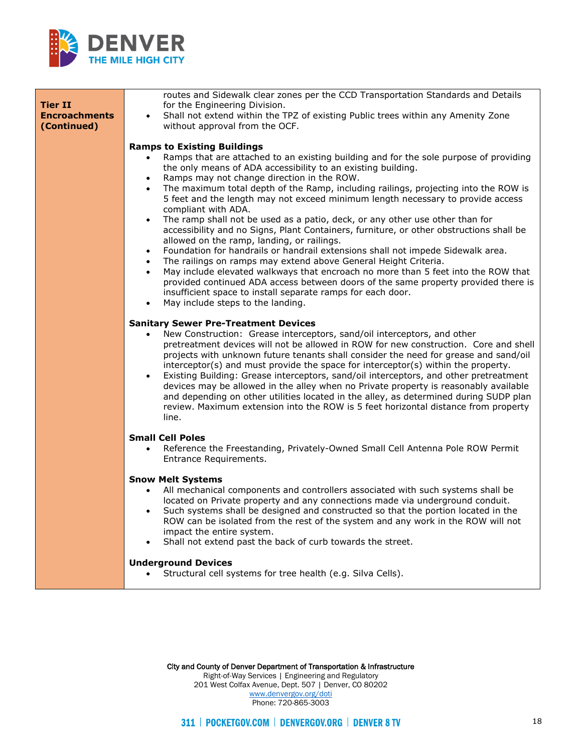| Tier II Encroachments (Continued) | routes and Sidewalk clear zones per the CCD Transportation Standards and Details for the Engineering Division.<br>• Shall not extend within the TPZ of existing Public trees within any Amenity Zone without approval from the OCF.<br><br>**Ramps to Existing Buildings**<br>• Ramps that are attached to an existing building and for the sole purpose of providing the only means of ADA accessibility to an existing building.<br>• Ramps may not change direction in the ROW.<br>• The maximum total depth of the Ramp, including railings, projecting into the ROW is 5 feet and the length may not exceed minimum length necessary to provide access compliant with ADA.<br>• The ramp shall not be used as a patio, deck, or any other use other than for accessibility and no Signs, Plant Containers, furniture, or other obstructions shall be allowed on the ramp, landing, or railings.<br>• Foundation for handrails or handrail extensions shall not impede Sidewalk area.<br>• The railings on ramps may extend above General Height Criteria.<br>• May include elevated walkways that encroach no more than 5 feet into the ROW that provided continued ADA access between doors of the same property provided there is insufficient space to install separate ramps for each door.<br>• May include steps to the landing.<br><br>**Sanitary Sewer Pre-Treatment Devices**<br>• New Construction: Grease interceptors, sand/oil interceptors, and other pretreatment devices will not be allowed in ROW for new construction. Core and shell projects with unknown future tenants shall consider the need for grease and sand/oil interceptor(s) and must provide the space for interceptor(s) within the property.<br>• Existing Building: Grease interceptors, sand/oil interceptors, and other pretreatment devices may be allowed in the alley when no Private property is reasonably available and depending on other utilities located in the alley, as determined during SUDP plan review. Maximum extension into the ROW is 5 feet horizontal distance from property line.<br><br>**Small Cell Poles**<br>• Reference the Freestanding, Privately-Owned Small Cell Antenna Pole ROW Permit Entrance Requirements.<br><br>**Snow Melt Systems**<br>• All mechanical components and controllers associated with such systems shall be located on Private property and any connections made via underground conduit.<br>• Such systems shall be designed and constructed so that the portion located in the ROW can be isolated from the rest of the system and any work in the ROW will not impact the entire system.<br>• Shall not extend past the back of curb towards the street.<br><br>**Underground Devices**<br>• Structural cell systems for tree health (e.g. Silva Cells). |
|---|---|

City and County of Denver Department of Transportation & Infrastructure
Right-of-Way Services | Engineering and Regulatory
201 West Colfax Avenue, Dept. 507 | Denver, CO 80202
www.denvergov.org/doti
Phone: 720-865-3003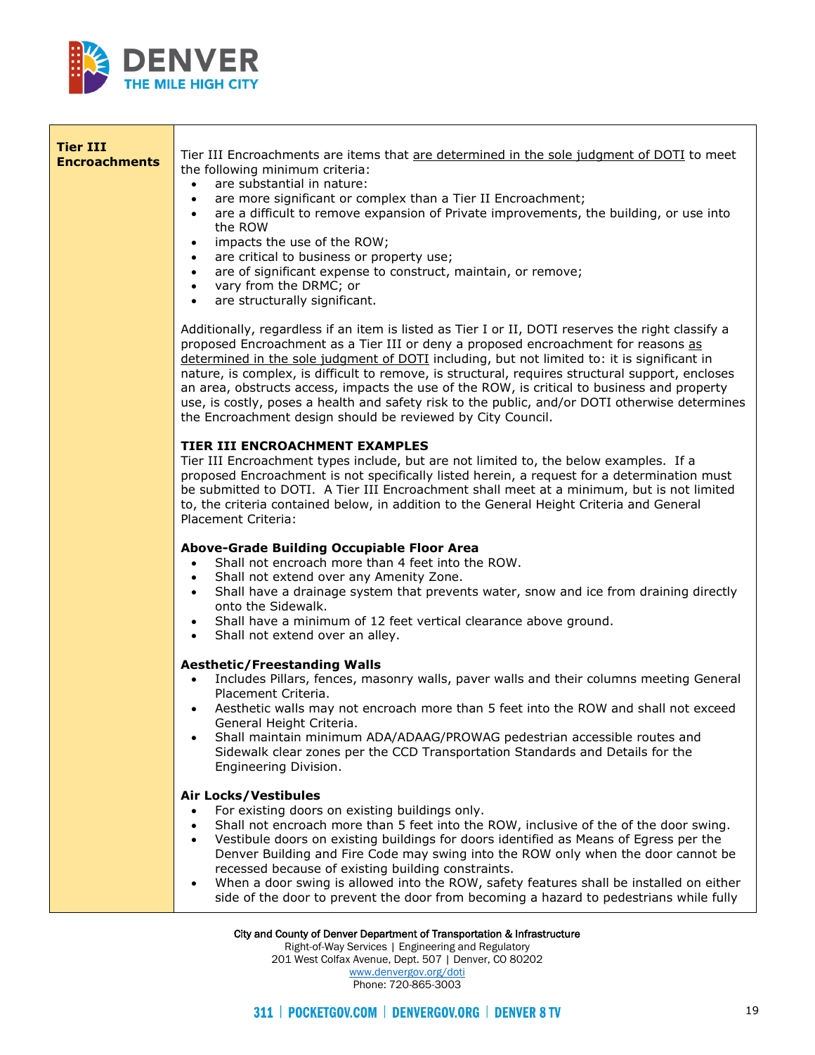| **Tier III Encroachments** | Tier III Encroachments are items that <u>are determined in the sole judgment of DOTI</u> to meet the following minimum criteria:<br>• are substantial in nature:<br>• are more significant or complex than a Tier II Encroachment;<br>• are a difficult to remove expansion of Private improvements, the building, or use into the ROW<br>• impacts the use of the ROW;<br>• are critical to business or property use;<br>• are of significant expense to construct, maintain, or remove;<br>• vary from the DRMC; or<br>• are structurally significant.<br><br>Additionally, regardless if an item is listed as Tier I or II, DOTI reserves the right classify a proposed Encroachment as a Tier III or deny a proposed encroachment for reasons <u>as determined in the sole judgment of DOTI</u> including, but not limited to: it is significant in nature, is complex, is difficult to remove, is structural, requires structural support, encloses an area, obstructs access, impacts the use of the ROW, is critical to business and property use, is costly, poses a health and safety risk to the public, and/or DOTI otherwise determines the Encroachment design should be reviewed by City Council.<br><br>**TIER III ENCROACHMENT EXAMPLES**<br>Tier III Encroachment types include, but are not limited to, the below examples. If a proposed Encroachment is not specifically listed herein, a request for a determination must be submitted to DOTI. A Tier III Encroachment shall meet at a minimum, but is not limited to, the criteria contained below, in addition to the General Height Criteria and General Placement Criteria:<br><br>**Above-Grade Building Occupiable Floor Area**<br>• Shall not encroach more than 4 feet into the ROW.<br>• Shall not extend over any Amenity Zone.<br>• Shall have a drainage system that prevents water, snow and ice from draining directly onto the Sidewalk.<br>• Shall have a minimum of 12 feet vertical clearance above ground.<br>• Shall not extend over an alley.<br><br>**Aesthetic/Freestanding Walls**<br>• Includes Pillars, fences, masonry walls, paver walls and their columns meeting General Placement Criteria.<br>• Aesthetic walls may not encroach more than 5 feet into the ROW and shall not exceed General Height Criteria.<br>• Shall maintain minimum ADA/ADAAG/PROWAG pedestrian accessible routes and Sidewalk clear zones per the CCD Transportation Standards and Details for the Engineering Division.<br><br>**Air Locks/Vestibules**<br>• For existing doors on existing buildings only.<br>• Shall not encroach more than 5 feet into the ROW, inclusive of the of the door swing.<br>• Vestibule doors on existing buildings for doors identified as Means of Egress per the Denver Building and Fire Code may swing into the ROW only when the door cannot be recessed because of existing building constraints.<br>• When a door swing is allowed into the ROW, safety features shall be installed on either side of the door to prevent the door from becoming a hazard to pedestrians while fully |
|---|---|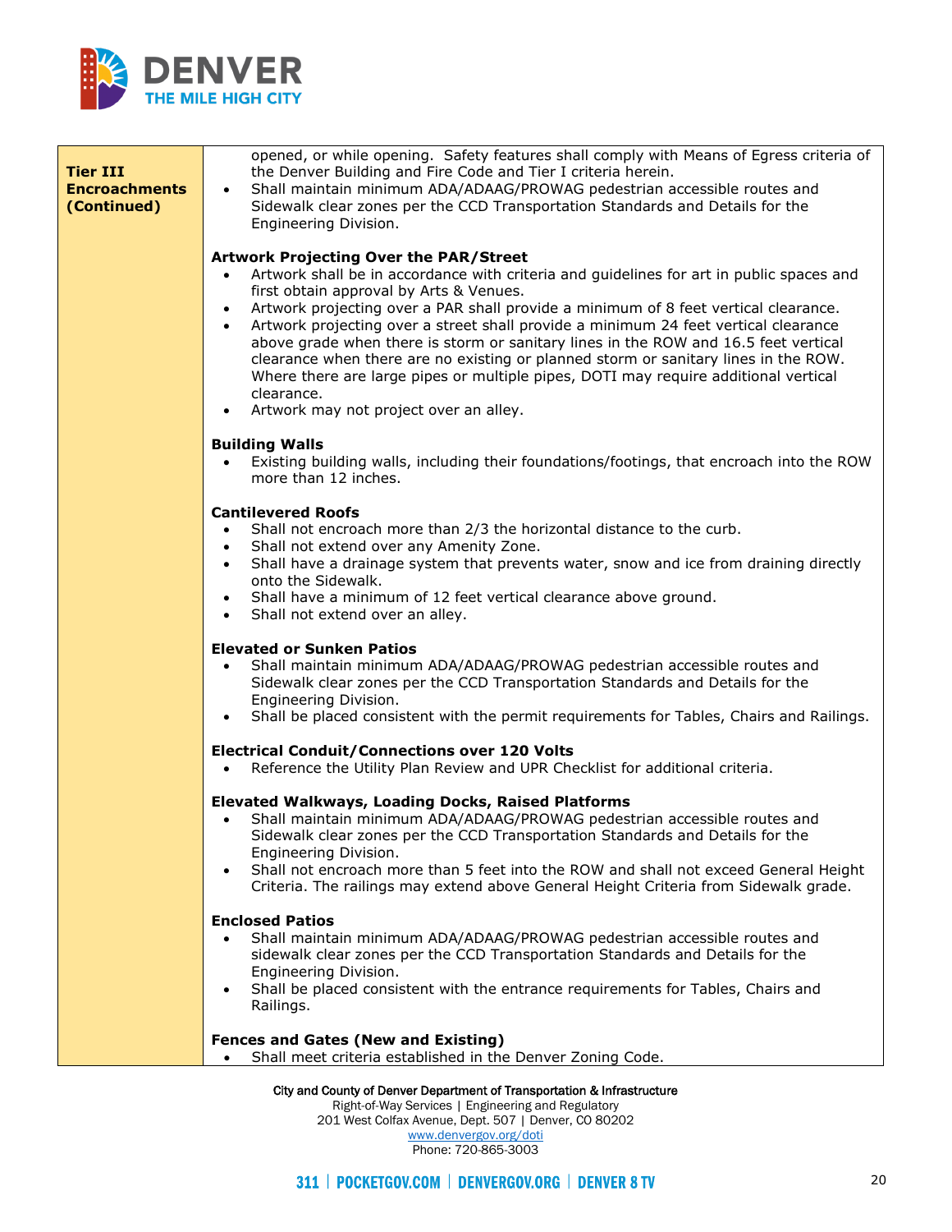| | |
|---|---|
| **Tier III Encroachments (Continued)** | opened, or while opening. Safety features shall comply with Means of Egress criteria of the Denver Building and Fire Code and Tier I criteria herein.<br>• Shall maintain minimum ADA/ADAAG/PROWAG pedestrian accessible routes and Sidewalk clear zones per the CCD Transportation Standards and Details for the Engineering Division.<br><br>**Artwork Projecting Over the PAR/Street**<br>• Artwork shall be in accordance with criteria and guidelines for art in public spaces and first obtain approval by Arts & Venues.<br>• Artwork projecting over a PAR shall provide a minimum of 8 feet vertical clearance.<br>• Artwork projecting over a street shall provide a minimum 24 feet vertical clearance above grade when there is storm or sanitary lines in the ROW and 16.5 feet vertical clearance when there are no existing or planned storm or sanitary lines in the ROW. Where there are large pipes or multiple pipes, DOTI may require additional vertical clearance.<br>• Artwork may not project over an alley.<br><br>**Building Walls**<br>• Existing building walls, including their foundations/footings, that encroach into the ROW more than 12 inches.<br><br>**Cantilevered Roofs**<br>• Shall not encroach more than 2/3 the horizontal distance to the curb.<br>• Shall not extend over any Amenity Zone.<br>• Shall have a drainage system that prevents water, snow and ice from draining directly onto the Sidewalk.<br>• Shall have a minimum of 12 feet vertical clearance above ground.<br>• Shall not extend over an alley.<br><br>**Elevated or Sunken Patios**<br>• Shall maintain minimum ADA/ADAAG/PROWAG pedestrian accessible routes and Sidewalk clear zones per the CCD Transportation Standards and Details for the Engineering Division.<br>• Shall be placed consistent with the permit requirements for Tables, Chairs and Railings.<br><br>**Electrical Conduit/Connections over 120 Volts**<br>• Reference the Utility Plan Review and UPR Checklist for additional criteria.<br><br>**Elevated Walkways, Loading Docks, Raised Platforms**<br>• Shall maintain minimum ADA/ADAAG/PROWAG pedestrian accessible routes and Sidewalk clear zones per the CCD Transportation Standards and Details for the Engineering Division.<br>• Shall not encroach more than 5 feet into the ROW and shall not exceed General Height Criteria. The railings may extend above General Height Criteria from Sidewalk grade.<br><br>**Enclosed Patios**<br>• Shall maintain minimum ADA/ADAAG/PROWAG pedestrian accessible routes and sidewalk clear zones per the CCD Transportation Standards and Details for the Engineering Division.<br>• Shall be placed consistent with the entrance requirements for Tables, Chairs and Railings.<br><br>**Fences and Gates (New and Existing)**<br>• Shall meet criteria established in the Denver Zoning Code. |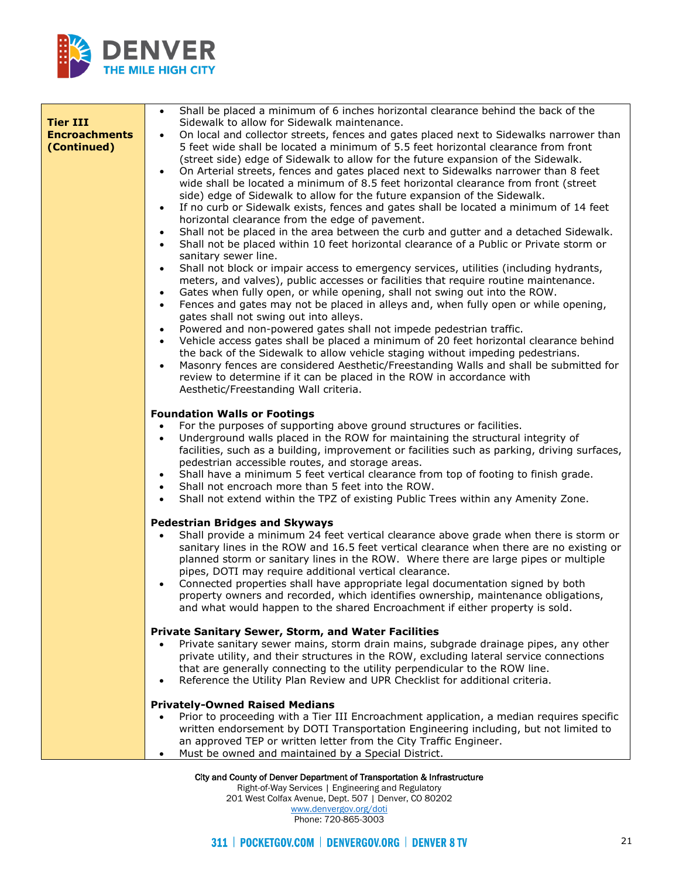| | |
|---|---|
| **Tier III Encroachments (Continued)** | • Shall be placed a minimum of 6 inches horizontal clearance behind the back of the Sidewalk to allow for Sidewalk maintenance.<br>• On local and collector streets, fences and gates placed next to Sidewalks narrower than 5 feet wide shall be located a minimum of 5.5 feet horizontal clearance from front (street side) edge of Sidewalk to allow for the future expansion of the Sidewalk.<br>• On Arterial streets, fences and gates placed next to Sidewalks narrower than 8 feet wide shall be located a minimum of 8.5 feet horizontal clearance from front (street side) edge of Sidewalk to allow for the future expansion of the Sidewalk.<br>• If no curb or Sidewalk exists, fences and gates shall be located a minimum of 14 feet horizontal clearance from the edge of pavement.<br>• Shall not be placed in the area between the curb and gutter and a detached Sidewalk.<br>• Shall not be placed within 10 feet horizontal clearance of a Public or Private storm or sanitary sewer line.<br>• Shall not block or impair access to emergency services, utilities (including hydrants, meters, and valves), public accesses or facilities that require routine maintenance.<br>• Gates when fully open, or while opening, shall not swing out into the ROW.<br>• Fences and gates may not be placed in alleys and, when fully open or while opening, gates shall not swing out into alleys.<br>• Powered and non-powered gates shall not impede pedestrian traffic.<br>• Vehicle access gates shall be placed a minimum of 20 feet horizontal clearance behind the back of the Sidewalk to allow vehicle staging without impeding pedestrians.<br>• Masonry fences are considered Aesthetic/Freestanding Walls and shall be submitted for review to determine if it can be placed in the ROW in accordance with Aesthetic/Freestanding Wall criteria.<br><br>**Foundation Walls or Footings**<br>• For the purposes of supporting above ground structures or facilities.<br>• Underground walls placed in the ROW for maintaining the structural integrity of facilities, such as a building, improvement or facilities such as parking, driving surfaces, pedestrian accessible routes, and storage areas.<br>• Shall have a minimum 5 feet vertical clearance from top of footing to finish grade.<br>• Shall not encroach more than 5 feet into the ROW.<br>• Shall not extend within the TPZ of existing Public Trees within any Amenity Zone.<br><br>**Pedestrian Bridges and Skyways**<br>• Shall provide a minimum 24 feet vertical clearance above grade when there is storm or sanitary lines in the ROW and 16.5 feet vertical clearance when there are no existing or planned storm or sanitary lines in the ROW. Where there are large pipes or multiple pipes, DOTI may require additional vertical clearance.<br>• Connected properties shall have appropriate legal documentation signed by both property owners and recorded, which identifies ownership, maintenance obligations, and what would happen to the shared Encroachment if either property is sold.<br><br>**Private Sanitary Sewer, Storm, and Water Facilities**<br>• Private sanitary sewer mains, storm drain mains, subgrade drainage pipes, any other private utility, and their structures in the ROW, excluding lateral service connections that are generally connecting to the utility perpendicular to the ROW line.<br>• Reference the Utility Plan Review and UPR Checklist for additional criteria.<br><br>**Privately-Owned Raised Medians**<br>• Prior to proceeding with a Tier III Encroachment application, a median requires specific written endorsement by DOTI Transportation Engineering including, but not limited to an approved TEP or written letter from the City Traffic Engineer.<br>• Must be owned and maintained by a Special District. |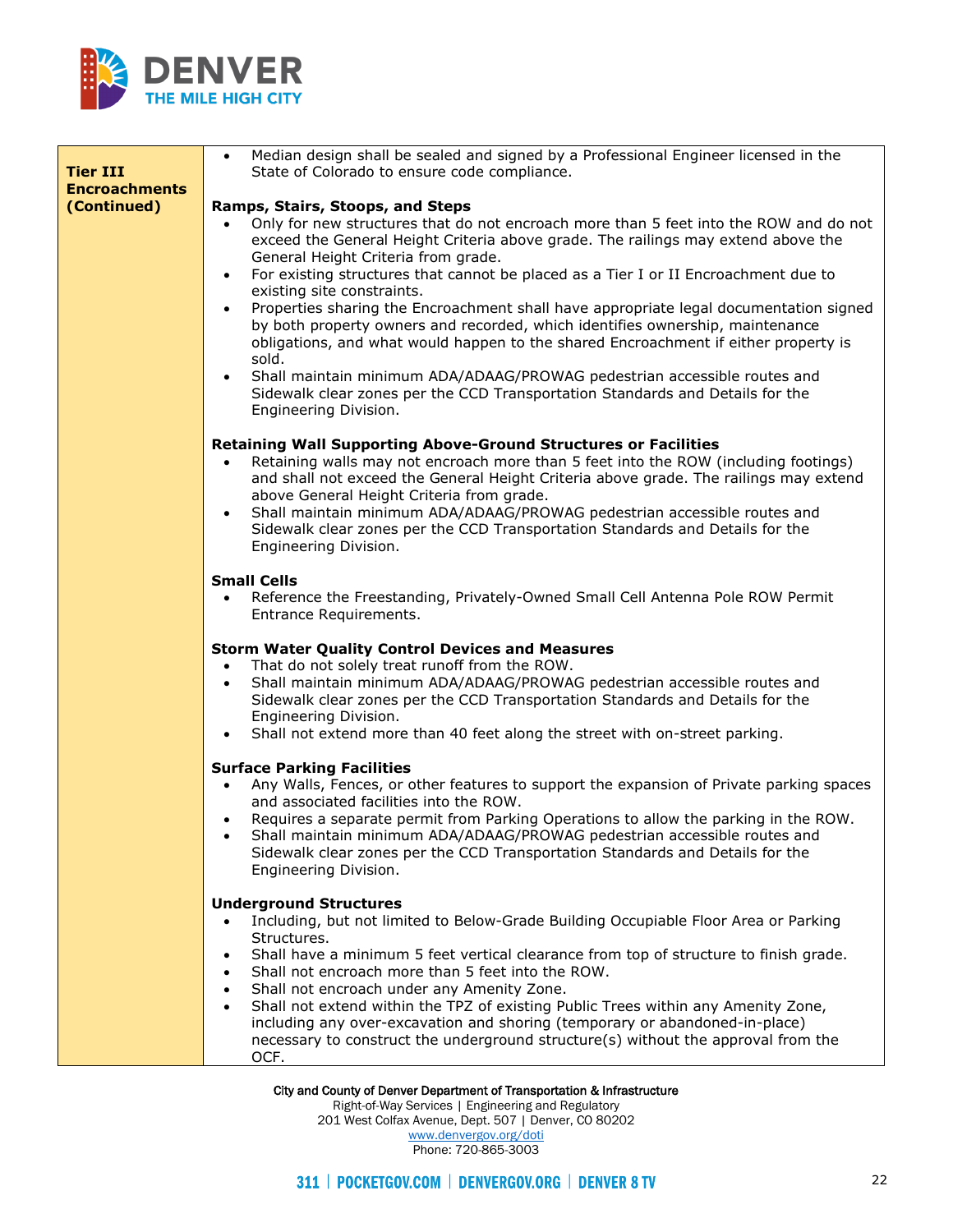| | |
|---|---|
| **Tier III Encroachments (Continued)** | • Median design shall be sealed and signed by a Professional Engineer licensed in the State of Colorado to ensure code compliance.<br><br>**Ramps, Stairs, Stoops, and Steps**<br>• Only for new structures that do not encroach more than 5 feet into the ROW and do not exceed the General Height Criteria above grade. The railings may extend above the General Height Criteria from grade.<br>• For existing structures that cannot be placed as a Tier I or II Encroachment due to existing site constraints.<br>• Properties sharing the Encroachment shall have appropriate legal documentation signed by both property owners and recorded, which identifies ownership, maintenance obligations, and what would happen to the shared Encroachment if either property is sold.<br>• Shall maintain minimum ADA/ADAAG/PROWAG pedestrian accessible routes and Sidewalk clear zones per the CCD Transportation Standards and Details for the Engineering Division.<br><br>**Retaining Wall Supporting Above-Ground Structures or Facilities**<br>• Retaining walls may not encroach more than 5 feet into the ROW (including footings) and shall not exceed the General Height Criteria above grade. The railings may extend above General Height Criteria from grade.<br>• Shall maintain minimum ADA/ADAAG/PROWAG pedestrian accessible routes and Sidewalk clear zones per the CCD Transportation Standards and Details for the Engineering Division.<br><br>**Small Cells**<br>• Reference the Freestanding, Privately-Owned Small Cell Antenna Pole ROW Permit Entrance Requirements.<br><br>**Storm Water Quality Control Devices and Measures**<br>• That do not solely treat runoff from the ROW.<br>• Shall maintain minimum ADA/ADAAG/PROWAG pedestrian accessible routes and Sidewalk clear zones per the CCD Transportation Standards and Details for the Engineering Division.<br>• Shall not extend more than 40 feet along the street with on-street parking.<br><br>**Surface Parking Facilities**<br>• Any Walls, Fences, or other features to support the expansion of Private parking spaces and associated facilities into the ROW.<br>• Requires a separate permit from Parking Operations to allow the parking in the ROW.<br>• Shall maintain minimum ADA/ADAAG/PROWAG pedestrian accessible routes and Sidewalk clear zones per the CCD Transportation Standards and Details for the Engineering Division.<br><br>**Underground Structures**<br>• Including, but not limited to Below-Grade Building Occupiable Floor Area or Parking Structures.<br>• Shall have a minimum 5 feet vertical clearance from top of structure to finish grade.<br>• Shall not encroach more than 5 feet into the ROW.<br>• Shall not encroach under any Amenity Zone.<br>• Shall not extend within the TPZ of existing Public Trees within any Amenity Zone, including any over-excavation and shoring (temporary or abandoned-in-place) necessary to construct the underground structure(s) without the approval from the OCF. |